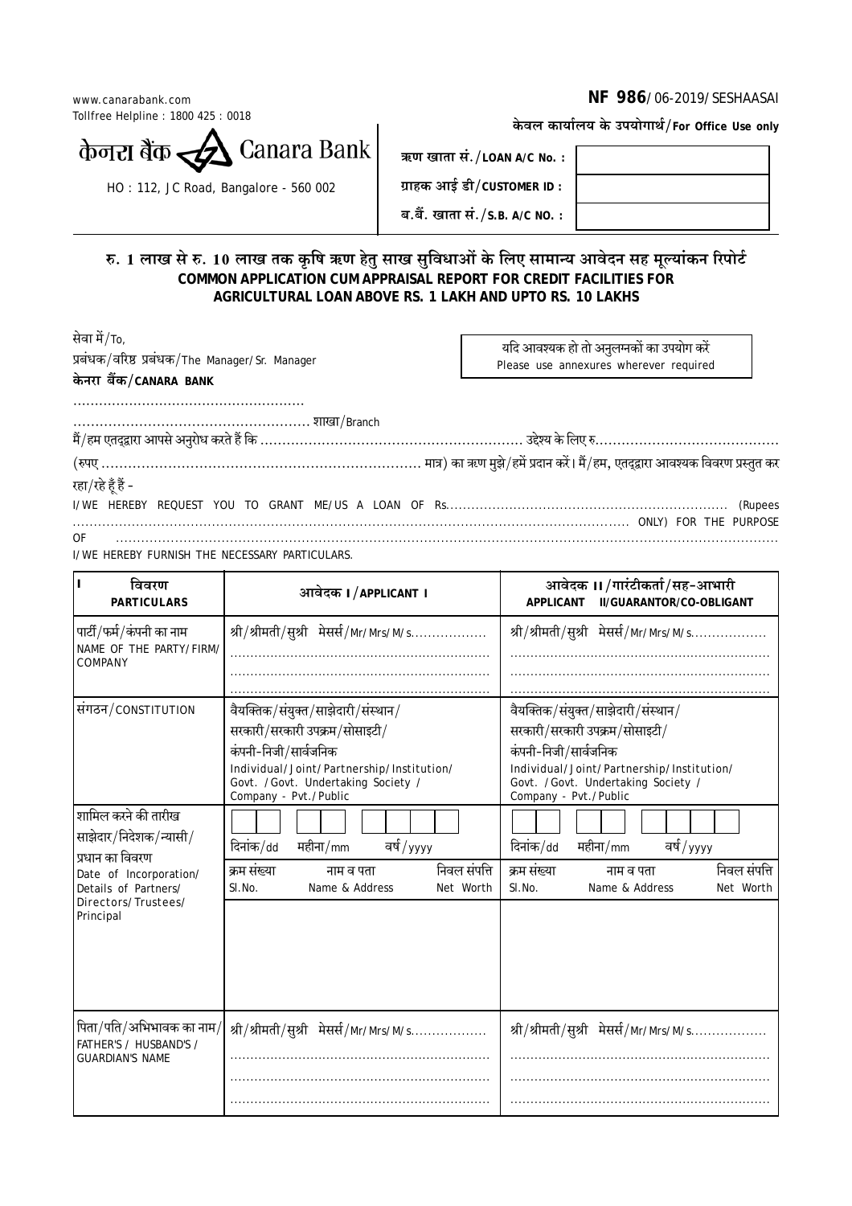www.canarabank.com
Tollfree Helpline : 1800 425 : 0018

**NF 986**/06-2019/SESHAASAI

केनरा बैंक Canara Bank

HO : 112, JC Road, Bangalore - 560 002

केवल कार्यालय के उपयोगार्थ/**For Office Use only**

| | |
|---|---|
| **ऋण खाता सं./LOAN A/C No. :** | |
| **ग्राहक आई डी/CUSTOMER ID :** | |
| **ब.बैं. खाता सं./S.B. A/C NO. :** | |

## रु. 1 लाख से रु. 10 लाख तक कृषि ऋण हेतु साख सुविधाओं के लिए सामान्य आवेदन सह मूल्यांकन रिपोर्ट
## COMMON APPLICATION CUM APPRAISAL REPORT FOR CREDIT FACILITIES FOR AGRICULTURAL LOAN ABOVE RS. 1 LAKH AND UPTO RS. 10 LAKHS

सेवा में/To,
प्रबंधक/वरिष्ठ प्रबंधक/The Manager/Sr. Manager
**केनरा बैंक/CANARA BANK**

यदि आवश्यक हो तो अनुलग्नकों का उपयोग करें
Please use annexures wherever required

.....................................................

..................................................... शाखा/Branch

मैं/हम एतद्द्वारा आपसे अनुरोध करते हैं कि .......................................................... उद्देश्य के लिए रु.........................................

(रुपए ...................................................................... मात्र) का ऋण मुझे/हमें प्रदान करें। मैं/हम, एतद्द्वारा आवश्यक विवरण प्रस्तुत कर रहा/रहे हूँ हैं –

I/WE HEREBY REQUEST YOU TO GRANT ME/US A LOAN OF Rs................................................................ (Rupees ........................................................................................................................ ONLY) FOR THE PURPOSE OF .........................................................................................................................................

I/WE HEREBY FURNISH THE NECESSARY PARTICULARS.

| I विवरण PARTICULARS | आवेदक I/APPLICANT I | आवेदक II/गारंटीकर्ता/सह-आभारी APPLICANT II/GUARANTOR/CO-OBLIGANT |
|---|---|---|
| पार्टी/फर्म/कंपनी का नाम NAME OF THE PARTY/FIRM/COMPANY | श्री/श्रीमती/सुश्री मेसर्स/Mr/Mrs/M/s................. | श्री/श्रीमती/सुश्री मेसर्स/Mr/Mrs/M/s................. |
| संगठन/CONSTITUTION | वैयक्तिक/संयुक्त/साझेदारी/संस्थान/ सरकारी/सरकारी उपक्रम/सोसाइटी/ कंपनी-निजी/सार्वजनिक Individual/Joint/Partnership/Institution/ Govt. /Govt. Undertaking Society / Company - Pvt./Public | वैयक्तिक/संयुक्त/साझेदारी/संस्थान/ सरकारी/सरकारी उपक्रम/सोसाइटी/ कंपनी-निजी/सार्वजनिक Individual/Joint/Partnership/Institution/ Govt. /Govt. Undertaking Society / Company - Pvt./Public |
| शामिल करने की तारीख साझेदार/निदेशक/न्यासी/ प्रधान का विवरण Date of Incorporation/ Details of Partners/ Directors/Trustees/ Principal | दिनांक/dd महीना/mm वर्ष/yyyy<br>क्रम संख्या Sl.No. \| नाम व पता Name & Address \| निवल संपत्ति Net Worth | दिनांक/dd महीना/mm वर्ष/yyyy<br>क्रम संख्या Sl.No. \| नाम व पता Name & Address \| निवल संपत्ति Net Worth |
| पिता/पति/अभिभावक का नाम/ FATHER'S / HUSBAND'S / GUARDIAN'S NAME | श्री/श्रीमती/सुश्री मेसर्स/Mr/Mrs/M/s................. | श्री/श्रीमती/सुश्री मेसर्स/Mr/Mrs/M/s................. |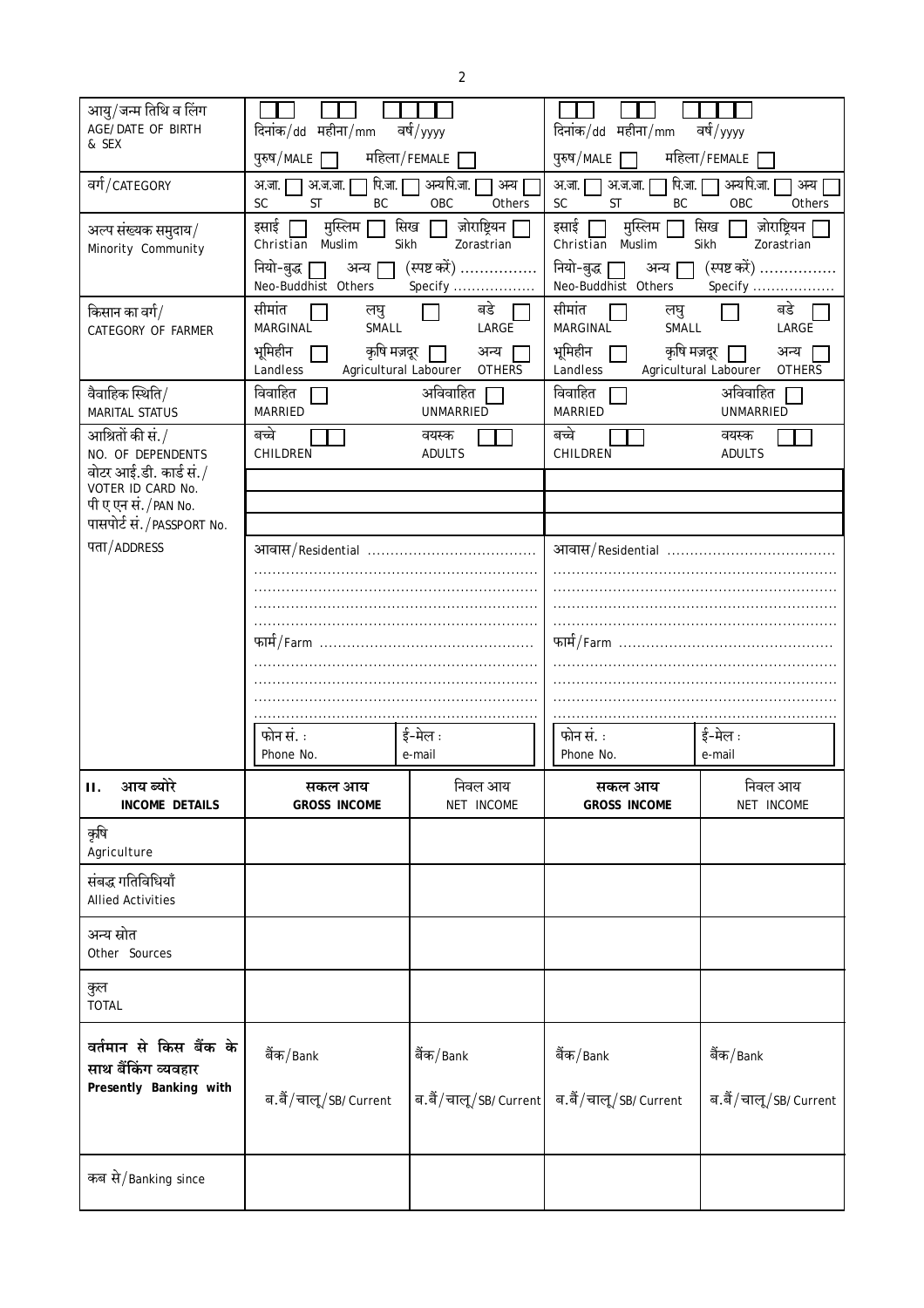| | | |
|---|---|---|
| आयु/जन्म तिथि व लिंग<br>AGE/DATE OF BIRTH & SEX | दिनांक/dd महीना/mm वर्ष/yyyy<br>पुरुष/MALE ☐ महिला/FEMALE ☐ | दिनांक/dd महीना/mm वर्ष/yyyy<br>पुरुष/MALE ☐ महिला/FEMALE ☐ |
| वर्ग/CATEGORY | अ.जा. ☐ अ.ज.जा. ☐ पि.जा. ☐ अन्य पि.जा. ☐ अन्य ☐<br>SC ST BC OBC Others | अ.जा. ☐ अ.ज.जा. ☐ पि.जा. ☐ अन्य पि.जा. ☐ अन्य ☐<br>SC ST BC OBC Others |
| अल्प संख्यक समुदाय/<br>Minority Community | इसाई ☐ मुस्लिम ☐ सिख ☐ ज़ोराष्ट्रियन ☐<br>Christian Muslim Sikh Zorastrian<br>नियो-बुद्ध ☐ अन्य ☐ (स्पष्ट करें) ................<br>Neo-Buddhist Others Specify .................. | इसाई ☐ मुस्लिम ☐ सिख ☐ ज़ोराष्ट्रियन ☐<br>Christian Muslim Sikh Zorastrian<br>नियो-बुद्ध ☐ अन्य ☐ (स्पष्ट करें) ................<br>Neo-Buddhist Others Specify .................. |
| किसान का वर्ग/<br>CATEGORY OF FARMER | सीमांत ☐ लघु ☐ बडे ☐<br>MARGINAL SMALL LARGE<br>भूमिहीन ☐ कृषि मज़दूर ☐ अन्य ☐<br>Landless Agricultural Labourer OTHERS | सीमांत ☐ लघु ☐ बडे ☐<br>MARGINAL SMALL LARGE<br>भूमिहीन ☐ कृषि मज़दूर ☐ अन्य ☐<br>Landless Agricultural Labourer OTHERS |
| वैवाहिक स्थिति/<br>MARITAL STATUS | विवाहित ☐ अविवाहित ☐<br>MARRIED UNMARRIED | विवाहित ☐ अविवाहित ☐<br>MARRIED UNMARRIED |
| आश्रितों की सं./<br>NO. OF DEPENDENTS | बच्चे ☐☐ वयस्क ☐☐<br>CHILDREN ADULTS | बच्चे ☐☐ वयस्क ☐☐<br>CHILDREN ADULTS |
| वोटर आई.डी. कार्ड सं./<br>VOTER ID CARD No. | | |
| पी ए एन सं./PAN No. | | |
| पासपोर्ट सं./PASSPORT No. | | |
| पता/ADDRESS | आवास/Residential ....................................<br>............................................................<br>............................................................<br>............................................................<br>............................................................<br>फार्म/Farm ..............................................<br>............................................................<br>............................................................<br>............................................................<br>............................................................<br>फोन सं. : Phone No. \| ई-मेल : e-mail | आवास/Residential ....................................<br>............................................................<br>............................................................<br>............................................................<br>............................................................<br>फार्म/Farm ..............................................<br>............................................................<br>............................................................<br>............................................................<br>............................................................<br>फोन सं. : Phone No. \| ई-मेल : e-mail |

| **II. आय ब्योरे INCOME DETAILS** | **सकल आय GROSS INCOME** | निवल आय NET INCOME | **सकल आय GROSS INCOME** | निवल आय NET INCOME |
|---|---|---|---|---|
| कृषि<br>Agriculture | | | | |
| संबद्ध गतिविधियाँ<br>Allied Activities | | | | |
| अन्य स्रोत<br>Other Sources | | | | |
| कुल<br>TOTAL | | | | |
| **वर्तमान से किस बैंक के साथ बैंकिंग व्यवहार**<br>**Presently Banking with** | बैंक/Bank<br>ब.बैं/चालू/SB/Current | बैंक/Bank<br>ब.बैं/चालू/SB/Current | बैंक/Bank<br>ब.बैं/चालू/SB/Current | बैंक/Bank<br>ब.बैं/चालू/SB/Current |
| कब से/Banking since | | | | |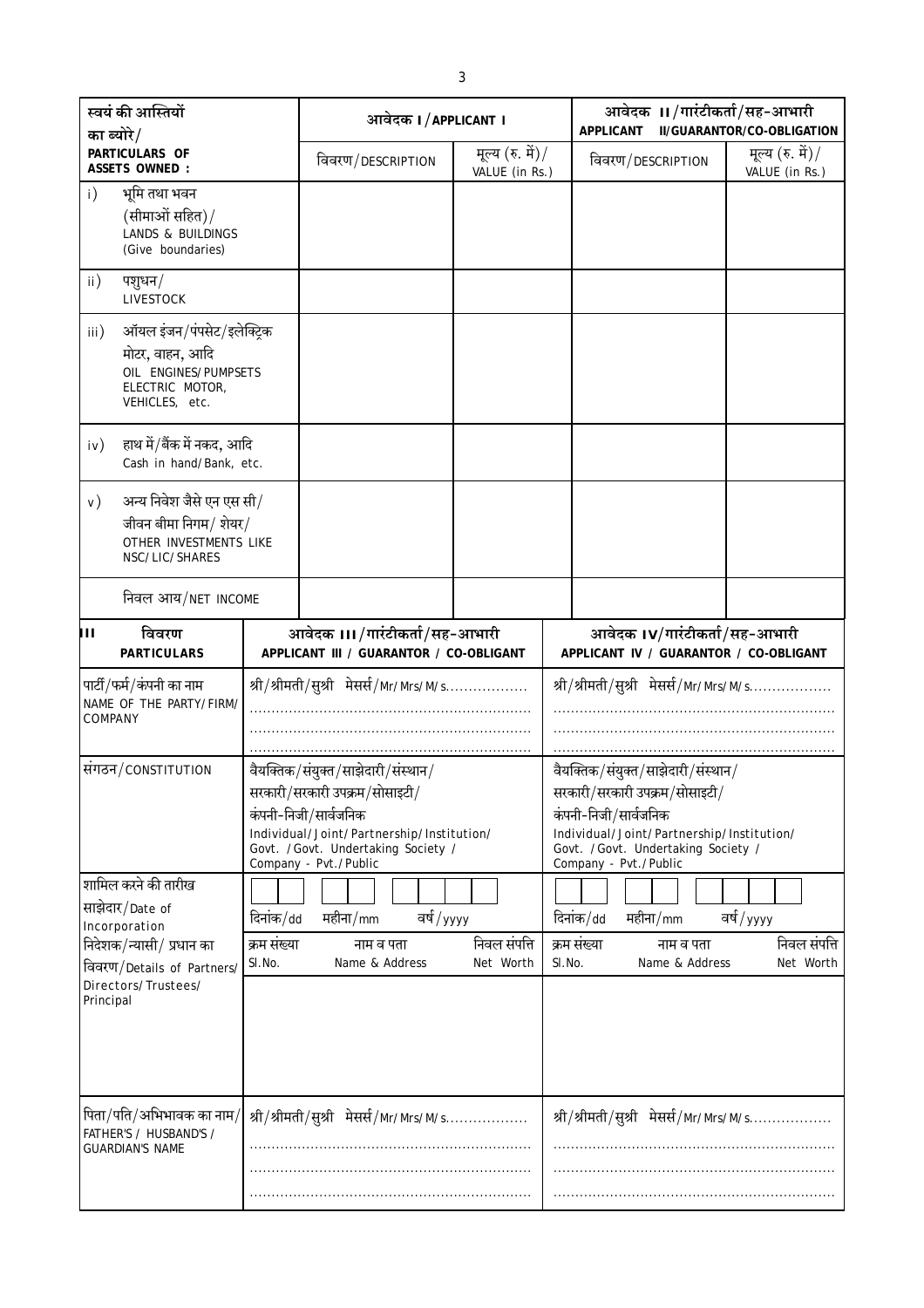| स्वयं की आस्तियों का ब्योरे/ PARTICULARS OF ASSETS OWNED : | आवेदक I/APPLICANT I | | आवेदक II/गारंटीकर्ता/सह-आभारी APPLICANT II/GUARANTOR/CO-OBLIGATION | |
|---|---|---|---|---|
| | विवरण/DESCRIPTION | मूल्य (रु. में)/ VALUE (in Rs.) | विवरण/DESCRIPTION | मूल्य (रु. में)/ VALUE (in Rs.) |
| i) भूमि तथा भवन (सीमाओं सहित)/ LANDS & BUILDINGS (Give boundaries) | | | | |
| ii) पशुधन/ LIVESTOCK | | | | |
| iii) ऑयल इंजन/पंपसेट/इलेक्ट्रिक मोटर, वाहन, आदि OIL ENGINES/PUMPSETS ELECTRIC MOTOR, VEHICLES, etc. | | | | |
| iv) हाथ में/बैंक में नकद, आदि Cash in hand/Bank, etc. | | | | |
| v) अन्य निवेश जैसे एन एस सी/ जीवन बीमा निगम/ शेयर/ OTHER INVESTMENTS LIKE NSC/LIC/SHARES | | | | |
| निवल आय/NET INCOME | | | | |

| III विवरण PARTICULARS | आवेदक III/गारंटीकर्ता/सह-आभारी APPLICANT III / GUARANTOR / CO-OBLIGANT | आवेदक IV/गारंटीकर्ता/सह-आभारी APPLICANT IV / GUARANTOR / CO-OBLIGANT |
|---|---|---|
| पार्टी/फर्म/कंपनी का नाम NAME OF THE PARTY/FIRM/ COMPANY | श्री/श्रीमती/सुश्री मेसर्स/Mr/Mrs/M/s.................. ................................................................ ................................................................ ................................................................ | श्री/श्रीमती/सुश्री मेसर्स/Mr/Mrs/M/s.................. ................................................................ ................................................................ ................................................................ |
| संगठन/CONSTITUTION | वैयक्तिक/संयुक्त/साझेदारी/संस्थान/ सरकारी/सरकारी उपक्रम/सोसाइटी/ कंपनी-निजी/सार्वजनिक Individual/Joint/Partnership/Institution/ Govt. /Govt. Undertaking Society / Company - Pvt./Public | वैयक्तिक/संयुक्त/साझेदारी/संस्थान/ सरकारी/सरकारी उपक्रम/सोसाइटी/ कंपनी-निजी/सार्वजनिक Individual/Joint/Partnership/Institution/ Govt. /Govt. Undertaking Society / Company - Pvt./Public |
| शामिल करने की तारीख साझेदार/Date of Incorporation | दिनांक/dd महीना/mm वर्ष/yyyy | दिनांक/dd महीना/mm वर्ष/yyyy |
| निदेशक/न्यासी/ प्रधान का विवरण/Details of Partners/ Directors/Trustees/ Principal | क्रम संख्या Sl.No. \| नाम व पता Name & Address \| निवल संपत्ति Net Worth | क्रम संख्या Sl.No. \| नाम व पता Name & Address \| निवल संपत्ति Net Worth |
| पिता/पति/अभिभावक का नाम/ FATHER'S / HUSBAND'S / GUARDIAN'S NAME | श्री/श्रीमती/सुश्री मेसर्स/Mr/Mrs/M/s.................. ................................................................ ................................................................ ................................................................ | श्री/श्रीमती/सुश्री मेसर्स/Mr/Mrs/M/s.................. ................................................................ ................................................................ ................................................................ |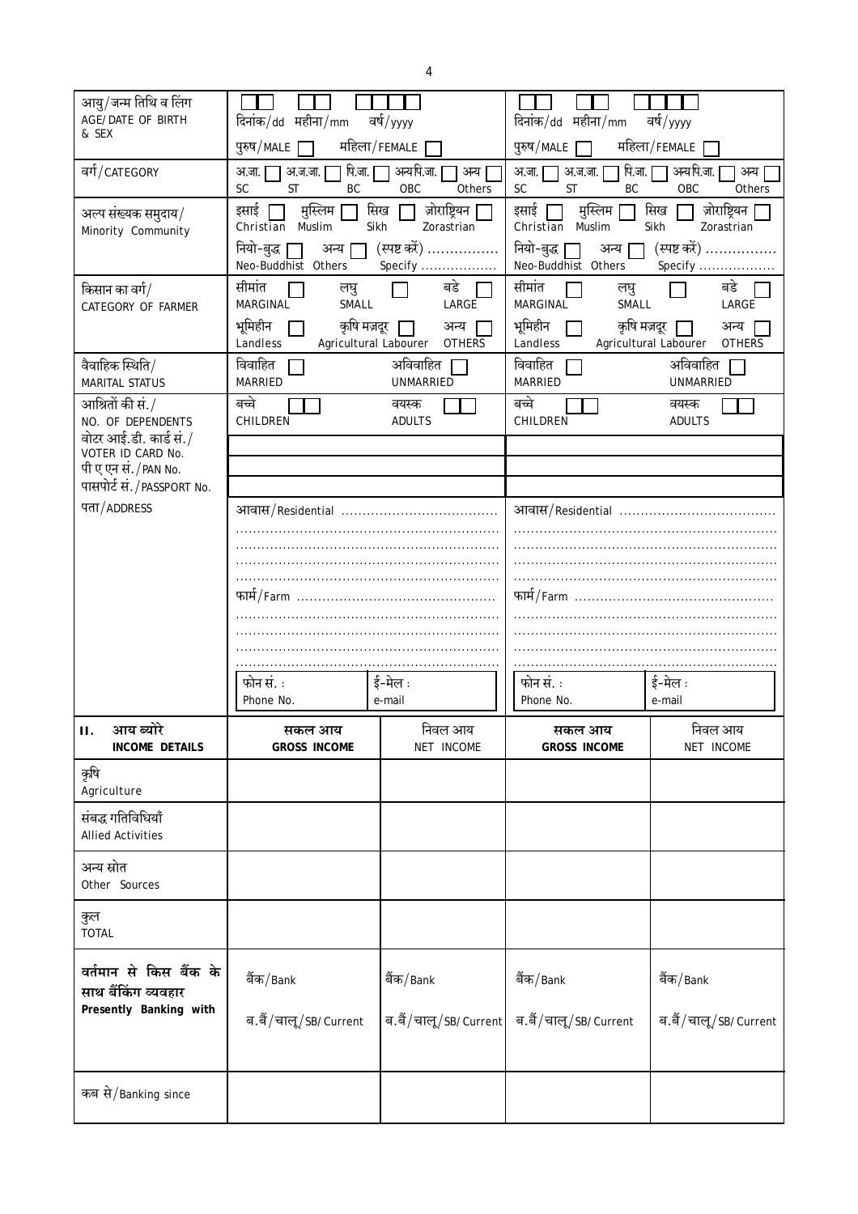| आयु/जन्म तिथि व लिंग<br>AGE/DATE OF BIRTH & SEX | दिनांक/dd महीना/mm वर्ष/yyyy<br>पुरुष/MALE ☐ महिला/FEMALE ☐ | | दिनांक/dd महीना/mm वर्ष/yyyy<br>पुरुष/MALE ☐ महिला/FEMALE ☐ | |
|---|---|---|---|---|
| वर्ग/CATEGORY | अ.जा. ☐ अ.ज.जा. ☐ पि.जा. ☐ अन्य पि.जा. ☐ अन्य ☐<br>SC ST BC OBC Others | | अ.जा. ☐ अ.ज.जा. ☐ पि.जा. ☐ अन्य पि.जा. ☐ अन्य ☐<br>SC ST BC OBC Others | |
| अल्प संख्यक समुदाय/<br>Minority Community | इसाई ☐ मुस्लिम ☐ सिख ☐ ज़ोराष्ट्रियन ☐<br>Christian Muslim Sikh Zorastrian<br>नियो-बुद्ध ☐ अन्य ☐ (स्पष्ट करें) ................<br>Neo-Buddhist Others Specify .................. | | इसाई ☐ मुस्लिम ☐ सिख ☐ ज़ोराष्ट्रियन ☐<br>Christian Muslim Sikh Zorastrian<br>नियो-बुद्ध ☐ अन्य ☐ (स्पष्ट करें) ................<br>Neo-Buddhist Others Specify .................. | |
| किसान का वर्ग/<br>CATEGORY OF FARMER | सीमांत ☐ लघु ☐ बडे ☐<br>MARGINAL SMALL LARGE<br>भूमिहीन ☐ कृषि मज़दूर ☐ अन्य ☐<br>Landless Agricultural Labourer OTHERS | | सीमांत ☐ लघु ☐ बडे ☐<br>MARGINAL SMALL LARGE<br>भूमिहीन ☐ कृषि मज़दूर ☐ अन्य ☐<br>Landless Agricultural Labourer OTHERS | |
| वैवाहिक स्थिति/<br>MARITAL STATUS | विवाहित ☐ अविवाहित ☐<br>MARRIED UNMARRIED | | विवाहित ☐ अविवाहित ☐<br>MARRIED UNMARRIED | |
| आश्रितों की सं./<br>NO. OF DEPENDENTS | बच्चे ☐☐ वयस्क ☐☐<br>CHILDREN ADULTS | | बच्चे ☐☐ वयस्क ☐☐<br>CHILDREN ADULTS | |
| वोटर आई.डी. कार्ड सं./<br>VOTER ID CARD No. | | | | |
| पी ए एन सं./PAN No. | | | | |
| पासपोर्ट सं./PASSPORT No. | | | | |
| पता/ADDRESS | आवास/Residential ....................................<br>............................................................<br>............................................................<br>............................................................<br>............................................................<br>फार्म/Farm ..............................................<br>............................................................<br>............................................................<br>............................................................<br>............................................................<br>फोन सं. : Phone No. ई-मेल : e-mail | | आवास/Residential ....................................<br>............................................................<br>............................................................<br>............................................................<br>............................................................<br>फार्म/Farm ..............................................<br>............................................................<br>............................................................<br>............................................................<br>............................................................<br>फोन सं. : Phone No. ई-मेल : e-mail | |
| **II. आय ब्योरे**<br>**INCOME DETAILS** | **सकल आय**<br>**GROSS INCOME** | निवल आय<br>NET INCOME | **सकल आय**<br>**GROSS INCOME** | निवल आय<br>NET INCOME |
| कृषि<br>Agriculture | | | | |
| संबद्ध गतिविधियाँ<br>Allied Activities | | | | |
| अन्य स्रोत<br>Other Sources | | | | |
| कुल<br>TOTAL | | | | |
| **वर्तमान से किस बैंक के साथ बैंकिंग व्यवहार**<br>**Presently Banking with** | बैंक/Bank<br>ब.बैं/चालू/SB/Current | बैंक/Bank<br>ब.बैं/चालू/SB/Current | बैंक/Bank<br>ब.बैं/चालू/SB/Current | बैंक/Bank<br>ब.बैं/चालू/SB/Current |
| कब से/Banking since | | | | |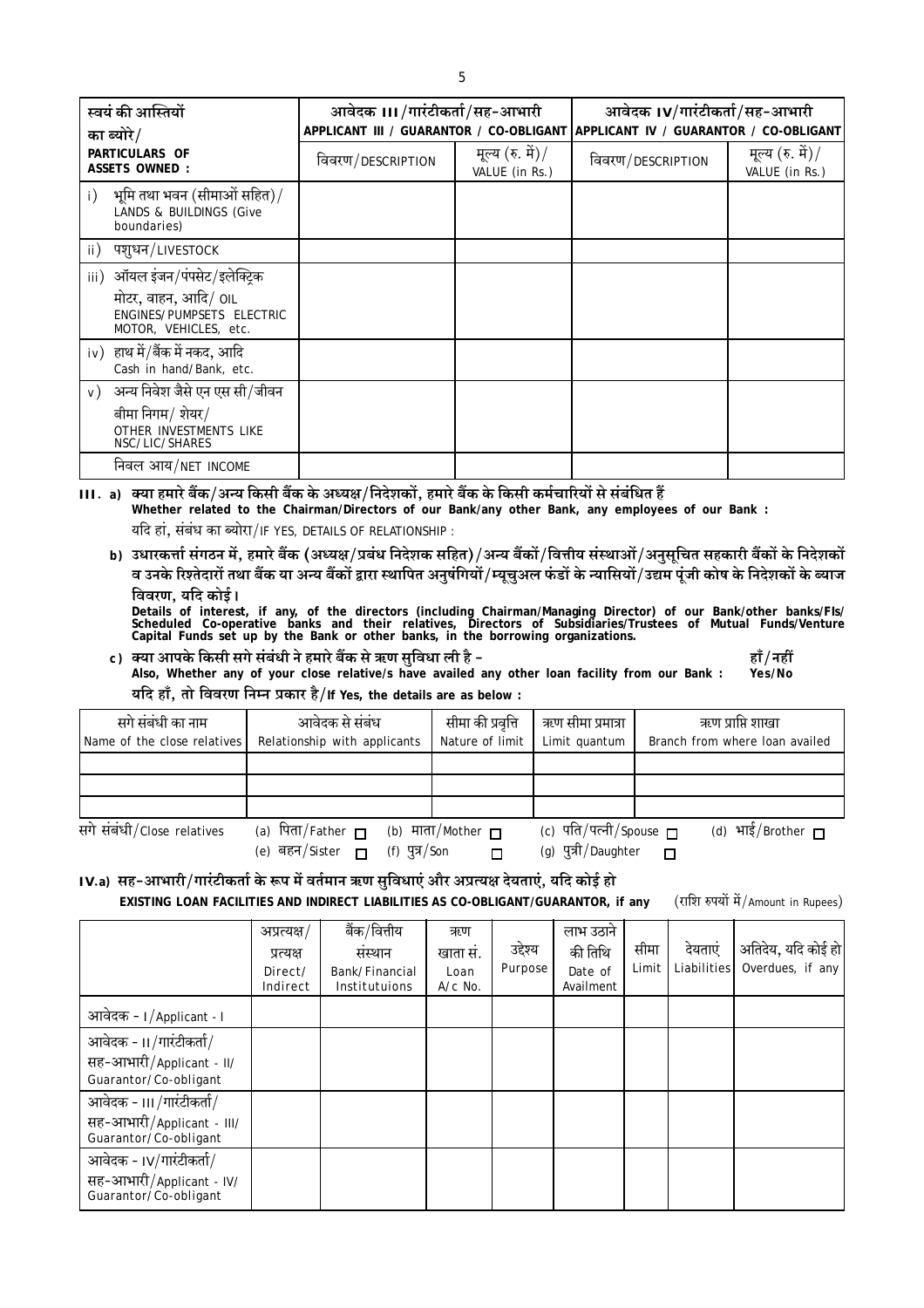| स्वयं की आस्तियों का ब्योरे/ PARTICULARS OF ASSETS OWNED : | आवेदक III/गारंटीकर्ता/सह-आभारी APPLICANT III / GUARANTOR / CO-OBLIGANT | | आवेदक IV/गारंटीकर्ता/सह-आभारी APPLICANT IV / GUARANTOR / CO-OBLIGANT | |
|---|---|---|---|---|
| | विवरण/DESCRIPTION | मूल्य (रु. में)/ VALUE (in Rs.) | विवरण/DESCRIPTION | मूल्य (रु. में)/ VALUE (in Rs.) |
| i) भूमि तथा भवन (सीमाओं सहित)/ LANDS & BUILDINGS (Give boundaries) | | | | |
| ii) पशुधन/LIVESTOCK | | | | |
| iii) ऑयल इंजन/पंपसेट/इलेक्ट्रिक मोटर, वाहन, आदि/ OIL ENGINES/PUMPSETS ELECTRIC MOTOR, VEHICLES, etc. | | | | |
| iv) हाथ में/बैंक में नकद, आदि Cash in hand/Bank, etc. | | | | |
| v) अन्य निवेश जैसे एन एस सी/जीवन बीमा निगम/ शेयर/ OTHER INVESTMENTS LIKE NSC/LIC/SHARES | | | | |
| निवल आय/NET INCOME | | | | |

**III. a) क्या हमारे बैंक/अन्य किसी बैंक के अध्यक्ष/निदेशकों, हमारे बैंक के किसी कर्मचारियों से संबंधित हैं**
**Whether related to the Chairman/Directors of our Bank/any other Bank, any employees of our Bank :**
यदि हां, संबंध का ब्योरा/IF YES, DETAILS OF RELATIONSHIP :

**b) उधारकर्त्ता संगठन में, हमारे बैंक (अध्यक्ष/प्रबंध निदेशक सहित)/अन्य बैंकों/वित्तीय संस्थाओं/अनुसूचित सहकारी बैंकों के निदेशकों व उनके रिश्तेदारों तथा बैंक या अन्य बैंकों द्वारा स्थापित अनुषंगियों/म्यूचुअल फंडों के न्यासियों/उद्यम पूंजी कोष के निदेशकों के ब्याज विवरण, यदि कोई।**
**Details of interest, if any, of the directors (including Chairman/Managing Director) of our Bank/other banks/FIs/ Scheduled Co-operative banks and their relatives, Directors of Subsidiaries/Trustees of Mutual Funds/Venture Capital Funds set up by the Bank or other banks, in the borrowing organizations.**

**c) क्या आपके किसी सगे संबंधी ने हमारे बैंक से ऋण सुविधा ली है –** **हाँ/नहीं**
**Also, Whether any of your close relative/s have availed any other loan facility from our Bank : Yes/No**
**यदि हाँ, तो विवरण निम्न प्रकार है/If Yes, the details are as below :**

| सगे संबंधी का नाम Name of the close relatives | आवेदक से संबंध Relationship with applicants | सीमा की प्रवृत्ति Nature of limit | ऋण सीमा प्रमात्रा Limit quantum | ऋण प्राप्ति शाखा Branch from where loan availed |
|---|---|---|---|---|
| | | | | |
| | | | | |
| | | | | |

सगे संबंधी/Close relatives (a) पिता/Father ☐ (b) माता/Mother ☐ (c) पति/पत्नी/Spouse ☐ (d) भाई/Brother ☐
(e) बहन/Sister ☐ (f) पुत्र/Son ☐ (g) पुत्री/Daughter ☐

**IV.a) सह-आभारी/गारंटीकर्ता के रूप में वर्तमान ऋण सुविधाएं और अप्रत्यक्ष देयताएं, यदि कोई हो**
**EXISTING LOAN FACILITIES AND INDIRECT LIABILITIES AS CO-OBLIGANT/GUARANTOR, if any** (राशि रुपयों में/Amount in Rupees)

| | अप्रत्यक्ष/ प्रत्यक्ष Direct/ Indirect | बैंक/वित्तीय संस्थान Bank/Financial Institutuions | ऋण खाता सं. Loan A/c No. | उद्देश्य Purpose | लाभ उठाने की तिथि Date of Availment | सीमा Limit | देयताएं Liabilities | अतिदेय, यदि कोई हो Overdues, if any |
|---|---|---|---|---|---|---|---|---|
| आवेदक - I/Applicant - I | | | | | | | | |
| आवेदक - II/गारंटीकर्ता/ सह-आभारी/Applicant - II/ Guarantor/Co-obligant | | | | | | | | |
| आवेदक - III/गारंटीकर्ता/ सह-आभारी/Applicant - III/ Guarantor/Co-obligant | | | | | | | | |
| आवेदक - IV/गारंटीकर्ता/ सह-आभारी/Applicant - IV/ Guarantor/Co-obligant | | | | | | | | |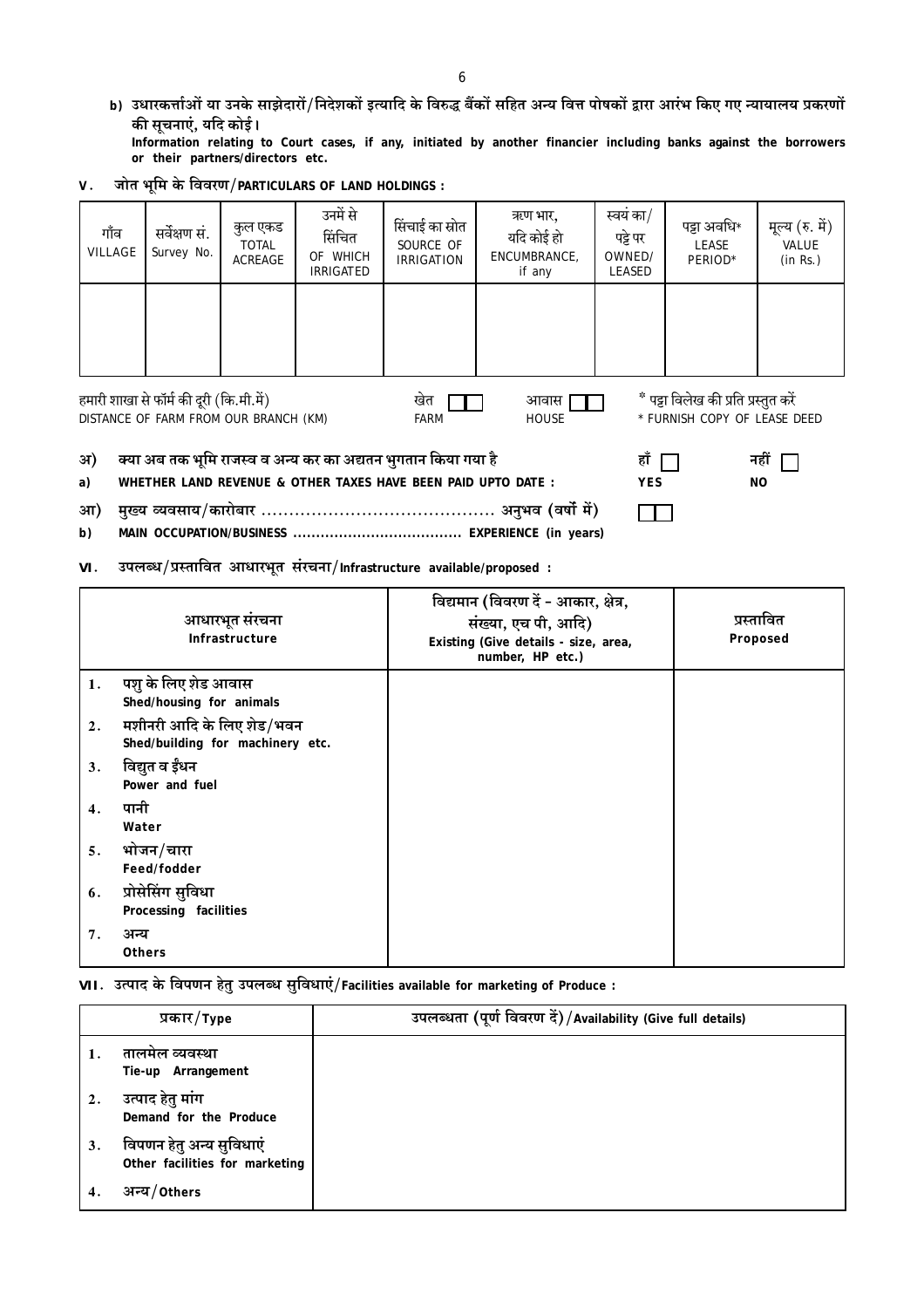**b) उधारकर्त्ताओं या उनके साझेदारों/निदेशकों इत्यादि के विरुद्ध बैंकों सहित अन्य वित्त पोषकों द्वारा आरंभ किए गए न्यायालय प्रकरणों की सूचनाएं, यदि कोई।**
**Information relating to Court cases, if any, initiated by another financier including banks against the borrowers or their partners/directors etc.**

**V. जोत भूमि के विवरण/PARTICULARS OF LAND HOLDINGS :**

| गाँव VILLAGE | सर्वेक्षण सं. Survey No. | कुल एकड TOTAL ACREAGE | उनमें से सिंचित OF WHICH IRRIGATED | सिंचाई का स्रोत SOURCE OF IRRIGATION | ऋण भार, यदि कोई हो ENCUMBRANCE, if any | स्वयं का/पट्टे पर OWNED/LEASED | पट्टा अवधि* LEASE PERIOD* | मूल्य (रु. में) VALUE (in Rs.) |
|---|---|---|---|---|---|---|---|---|
| | | | | | | | | |

हमारी शाखा से फॉर्म की दूरी (कि.मी.में)
DISTANCE OF FARM FROM OUR BRANCH (KM) खेत FARM ☐☐ आवास HOUSE ☐☐

\* पट्टा विलेख की प्रति प्रस्तुत करें
\* FURNISH COPY OF LEASE DEED

अ) क्या अब तक भूमि राजस्व व अन्य कर का अद्यतन भुगतान किया गया है हाँ ☐ नहीं ☐
**a) WHETHER LAND REVENUE & OTHER TAXES HAVE BEEN PAID UPTO DATE : YES NO**

आ) मुख्य व्यवसाय/कारोबार .......................................... अनुभव (वर्षों में) ☐☐
**b) MAIN OCCUPATION/BUSINESS .................................... EXPERIENCE (in years)**

**VI. उपलब्ध/प्रस्तावित आधारभूत संरचना/Infrastructure available/proposed :**

| | आधारभूत संरचना Infrastructure | विद्यमान (विवरण दें – आकार, क्षेत्र, संख्या, एच पी, आदि) Existing (Give details - size, area, number, HP etc.) | प्रस्तावित Proposed |
|---|---|---|---|
| 1. | पशु के लिए शेड आवास Shed/housing for animals | | |
| 2. | मशीनरी आदि के लिए शेड/भवन Shed/building for machinery etc. | | |
| 3. | विद्युत व ईंधन Power and fuel | | |
| 4. | पानी Water | | |
| 5. | भोजन/चारा Feed/fodder | | |
| 6. | प्रोसेसिंग सुविधा Processing facilities | | |
| 7. | अन्य Others | | |

**VII. उत्पाद के विपणन हेतु उपलब्ध सुविधाएं/Facilities available for marketing of Produce :**

| | प्रकार/Type | उपलब्धता (पूर्ण विवरण दें)/Availability (Give full details) |
|---|---|---|
| 1. | तालमेल व्यवस्था Tie-up Arrangement | |
| 2. | उत्पाद हेतु मांग Demand for the Produce | |
| 3. | विपणन हेतु अन्य सुविधाएं Other facilities for marketing | |
| 4. | अन्य/Others | |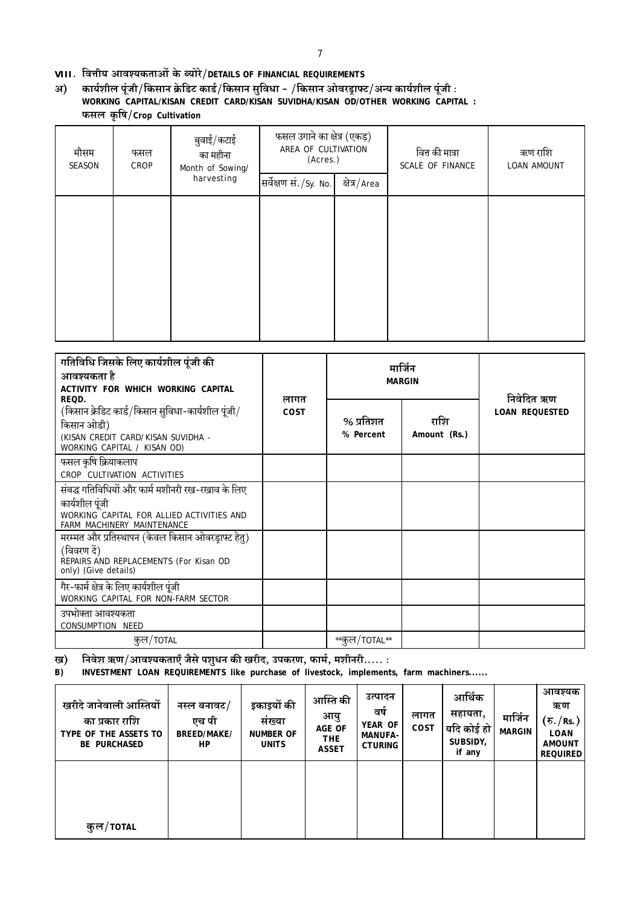## VIII. वित्तीय आवश्यकताओं के ब्योरे/DETAILS OF FINANCIAL REQUIREMENTS

**अ) कार्यशील पूंजी/किसान क्रेडिट कार्ड/किसान सुविधा – /किसान ओवरड्राफ्ट/अन्य कार्यशील पूंजी : WORKING CAPITAL/KISAN CREDIT CARD/KISAN SUVIDHA/KISAN OD/OTHER WORKING CAPITAL :**
**फसल कृषि/Crop Cultivation**

| मौसम SEASON | फसल CROP | बुवाई/कटाई का महीना Month of Sowing/ harvesting | फसल उगाने का क्षेत्र (एकड़) AREA OF CULTIVATION (Acres.) | | वित्त की मात्रा SCALE OF FINANCE | ऋण राशि LOAN AMOUNT |
|---|---|---|---|---|---|---|
| | | | सर्वेक्षण सं./Sy. No. | क्षेत्र/Area | | |
| | | | | | | |

| गतिविधि जिसके लिए कार्यशील पूंजी की आवश्यकता है ACTIVITY FOR WHICH WORKING CAPITAL REQD. (किसान क्रेडिट कार्ड/किसान सुविधा-कार्यशील पूंजी/किसान ओडी) (KISAN CREDIT CARD/KISAN SUVIDHA - WORKING CAPITAL / KISAN OD) | लागत COST | मार्जिन MARGIN | | निवेदित ऋण LOAN REQUESTED |
|---|---|---|---|---|
| | | % प्रतिशत % Percent | राशि Amount (Rs.) | |
| फसल कृषि क्रियाकलाप CROP CULTIVATION ACTIVITIES | | | | |
| संबद्ध गतिविधियों और फार्म मशीनरी रख-रखाव के लिए कार्यशील पूंजी WORKING CAPITAL FOR ALLIED ACTIVITIES AND FARM MACHINERY MAINTENANCE | | | | |
| मरम्मत और प्रतिस्थापन (केवल किसान ओवरड्राफ्ट हेतु) (विवरण दें) REPAIRS AND REPLACEMENTS (For Kisan OD only) (Give details) | | | | |
| गैर-फार्म क्षेत्र के लिए कार्यशील पूंजी WORKING CAPITAL FOR NON-FARM SECTOR | | | | |
| उपभोक्ता आवश्यकता CONSUMPTION NEED | | | | |
| कुल/TOTAL | | **कुल/TOTAL** | | |

**ख) निवेश ऋण/आवश्यकताएँ जैसे पशुधन की खरीद, उपकरण, फार्म, मशीनरी..... :**
**B) INVESTMENT LOAN REQUIREMENTS like purchase of livestock, implements, farm machiners......**

| खरीदे जानेवाली आस्तियों का प्रकार राशि TYPE OF THE ASSETS TO BE PURCHASED | नस्ल बनावट/एच पी BREED/MAKE/HP | इकाइयों की संख्या NUMBER OF UNITS | आस्ति की आयु AGE OF THE ASSET | उत्पादन वर्ष YEAR OF MANUFACTURING | लागत COST | आर्थिक सहायता, यदि कोई हो SUBSIDY, if any | मार्जिन MARGIN | आवश्यक ऋण (रु./Rs.) LOAN AMOUNT REQUIRED |
|---|---|---|---|---|---|---|---|---|
| | | | | | | | | |
| **कुल/TOTAL** | | | | | | | | |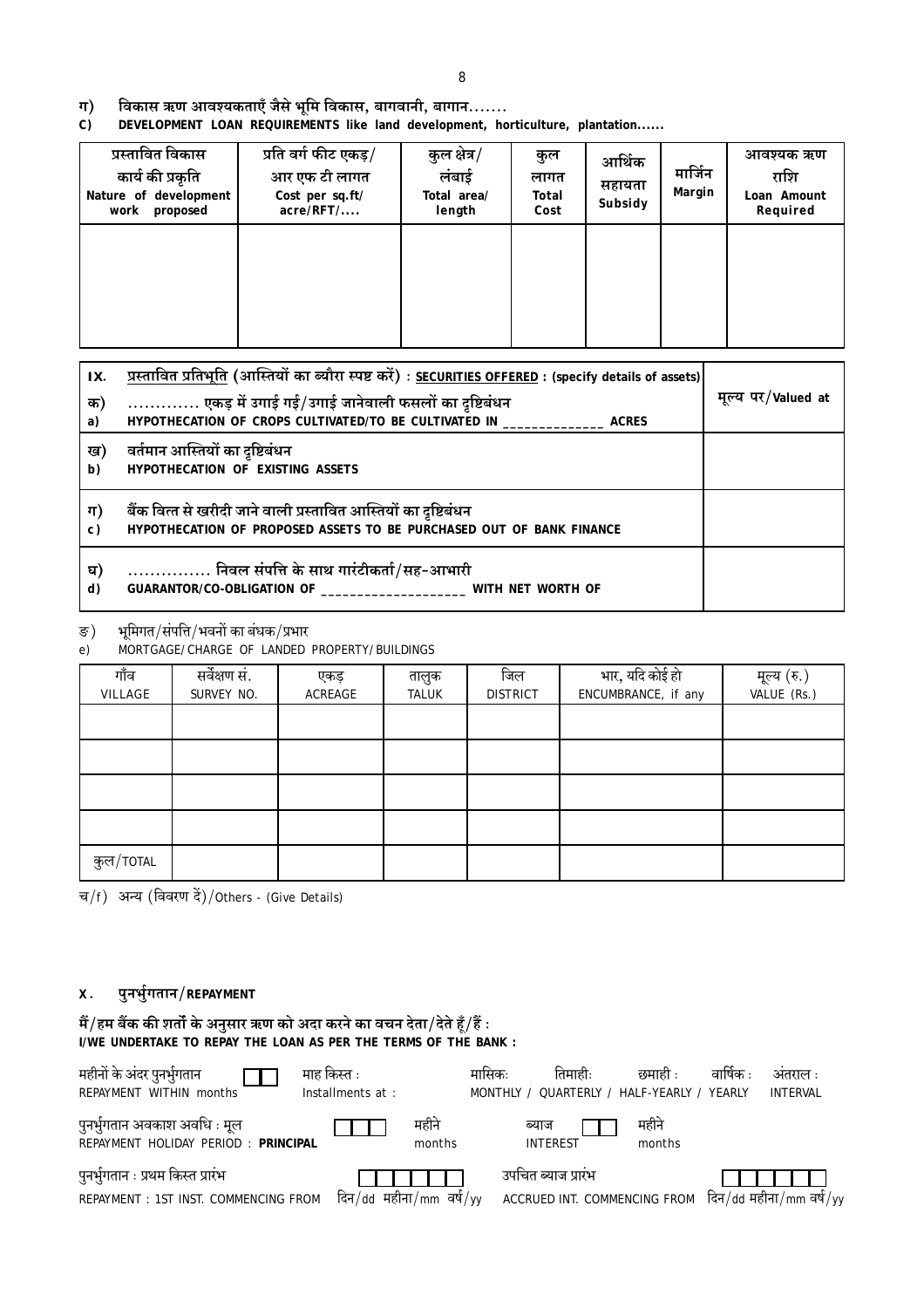ग) विकास ऋण आवश्यकताएँ जैसे भूमि विकास, बागवानी, बागान.......

**C) DEVELOPMENT LOAN REQUIREMENTS like land development, horticulture, plantation......**

| प्रस्तावित विकास कार्य की प्रकृति Nature of development work proposed | प्रति वर्ग फीट एकड़/आर एफ टी लागत Cost per sq.ft/acre/RFT/.... | कुल क्षेत्र/लंबाई Total area/length | कुल लागत Total Cost | आर्थिक सहायता Subsidy | मार्जिन Margin | आवश्यक ऋण राशि Loan Amount Required |
|---|---|---|---|---|---|---|
| | | | | | | |

| IX. प्रस्तावित प्रतिभूति (आस्तियों का ब्यौरा स्पष्ट करें) : **SECURITIES OFFERED** : (specify details of assets) | मूल्य पर/Valued at |
|---|---|
| क) a) ............ एकड़ में उगाई गई/उगाई जानेवाली फसलों का दृष्टिबंधन HYPOTHECATION OF CROPS CULTIVATED/TO BE CULTIVATED IN _____________ ACRES | |
| ख) b) वर्तमान आस्तियों का दृष्टिबंधन HYPOTHECATION OF EXISTING ASSETS | |
| ग) c) बैंक वित्त से खरीदी जाने वाली प्रस्तावित आस्तियों का दृष्टिबंधन HYPOTHECATION OF PROPOSED ASSETS TO BE PURCHASED OUT OF BANK FINANCE | |
| घ) d) ............... निवल संपत्ति के साथ गारंटीकर्ता/सह-आभारी GUARANTOR/CO-OBLIGATION OF ___________________ WITH NET WORTH OF | |

ङ) भूमिगत/संपत्ति/भवनों का बंधक/प्रभार

e) MORTGAGE/CHARGE OF LANDED PROPERTY/BUILDINGS

| गाँव VILLAGE | सर्वेक्षण सं. SURVEY NO. | एकड़ ACREAGE | तालुक TALUK | जिल DISTRICT | भार, यदि कोई हो ENCUMBRANCE, if any | मूल्य (रु.) VALUE (Rs.) |
|---|---|---|---|---|---|---|
| | | | | | | |
| | | | | | | |
| | | | | | | |
| | | | | | | |
| कुल/TOTAL | | | | | | |

च/f) अन्य (विवरण दें)/Others - (Give Details)

**X. पुनर्भुगतान/REPAYMENT**

**मैं/हम बैंक की शर्तों के अनुसार ऋण को अदा करने का वचन देता/देते हूँ/हैं :**
**I/WE UNDERTAKE TO REPAY THE LOAN AS PER THE TERMS OF THE BANK :**

महीनों के अंदर पुनर्भुगतान REPAYMENT WITHIN months [ ][ ] माह किस्त : Installments at : मासिकः MONTHLY / तिमाहीः QUARTERLY / छमाही : HALF-YEARLY / वार्षिक : YEARLY अंतराल : INTERVAL

पुनर्भुगतान अवकाश अवधि : मूल REPAYMENT HOLIDAY PERIOD : **PRINCIPAL** [ ][ ][ ] महीने months ब्याज INTEREST [ ][ ] महीने months

पुनर्भुगतान : प्रथम किस्त प्रारंभ REPAYMENT : 1ST INST. COMMENCING FROM [ ][ ][ ][ ][ ][ ] दिन/dd महीना/mm वर्ष/yy उपचित ब्याज प्रारंभ ACCRUED INT. COMMENCING FROM [ ][ ][ ][ ][ ][ ] दिन/dd महीना/mm वर्ष/yy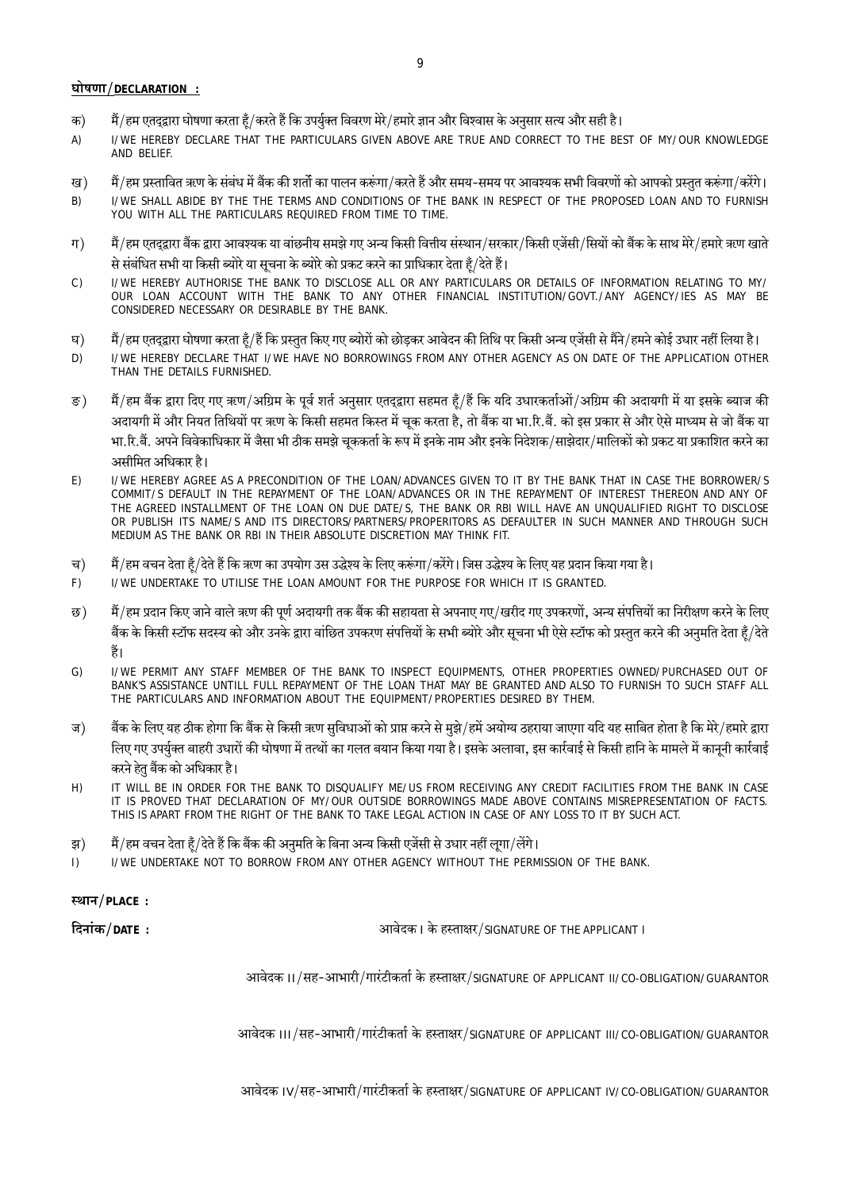## घोषणा/DECLARATION :

क) मैं/हम एतद्द्वारा घोषणा करता हूँ/करते हैं कि उपर्युक्त विवरण मेरे/हमारे ज्ञान और विश्वास के अनुसार सत्य और सही है।

A) I/WE HEREBY DECLARE THAT THE PARTICULARS GIVEN ABOVE ARE TRUE AND CORRECT TO THE BEST OF MY/OUR KNOWLEDGE AND BELIEF.

ख) मैं/हम प्रस्तावित ऋण के संबंध में बैंक की शर्तों का पालन करूंगा/करते हैं और समय-समय पर आवश्यक सभी विवरणों को आपको प्रस्तुत करूंगा/करेंगे।

B) I/WE SHALL ABIDE BY THE THE TERMS AND CONDITIONS OF THE BANK IN RESPECT OF THE PROPOSED LOAN AND TO FURNISH YOU WITH ALL THE PARTICULARS REQUIRED FROM TIME TO TIME.

ग) मैं/हम एतद्द्वारा बैंक द्वारा आवश्यक या वांछनीय समझे गए अन्य किसी वित्तीय संस्थान/सरकार/किसी एजेंसी/सियों को बैंक के साथ मेरे/हमारे ऋण खाते से संबंधित सभी या किसी ब्योरे या सूचना के ब्योरे को प्रकट करने का प्राधिकार देता हूँ/देते हैं।

C) I/WE HEREBY AUTHORISE THE BANK TO DISCLOSE ALL OR ANY PARTICULARS OR DETAILS OF INFORMATION RELATING TO MY/OUR LOAN ACCOUNT WITH THE BANK TO ANY OTHER FINANCIAL INSTITUTION/GOVT./ANY AGENCY/IES AS MAY BE CONSIDERED NECESSARY OR DESIRABLE BY THE BANK.

घ) मैं/हम एतद्द्वारा घोषणा करता हूँ/हैं कि प्रस्तुत किए गए ब्योरों को छोड़कर आवेदन की तिथि पर किसी अन्य एजेंसी से मैंने/हमने कोई उधार नहीं लिया है।

D) I/WE HEREBY DECLARE THAT I/WE HAVE NO BORROWINGS FROM ANY OTHER AGENCY AS ON DATE OF THE APPLICATION OTHER THAN THE DETAILS FURNISHED.

ङ) मैं/हम बैंक द्वारा दिए गए ऋण/अग्रिम के पूर्व शर्त अनुसार एतद्द्वारा सहमत हूँ/हैं कि यदि उधारकर्ताओं/अग्रिम की अदायगी में या इसके ब्याज की अदायगी में और नियत तिथियों पर ऋण के किसी सहमत किस्त में चूक करता है, तो बैंक या भा.रि.बैं. को इस प्रकार से और ऐसे माध्यम से जो बैंक या भा.रि.बैं. अपने विवेकाधिकार में जैसा भी ठीक समझे चूककर्ता के रूप में इनके नाम और इनके निदेशक/साझेदार/मालिकों को प्रकट या प्रकाशित करने का असीमित अधिकार है।

E) I/WE HEREBY AGREE AS A PRECONDITION OF THE LOAN/ADVANCES GIVEN TO IT BY THE BANK THAT IN CASE THE BORROWER/S COMMIT/S DEFAULT IN THE REPAYMENT OF THE LOAN/ADVANCES OR IN THE REPAYMENT OF INTEREST THEREON AND ANY OF THE AGREED INSTALLMENT OF THE LOAN ON DUE DATE/S, THE BANK OR RBI WILL HAVE AN UNQUALIFIED RIGHT TO DISCLOSE OR PUBLISH ITS NAME/S AND ITS DIRECTORS/PARTNERS/PROPERITORS AS DEFAULTER IN SUCH MANNER AND THROUGH SUCH MEDIUM AS THE BANK OR RBI IN THEIR ABSOLUTE DISCRETION MAY THINK FIT.

च) मैं/हम वचन देता हूँ/देते हैं कि ऋण का उपयोग उस उद्धेश्य के लिए करूंगा/करेंगे। जिस उद्धेश्य के लिए यह प्रदान किया गया है।

F) I/WE UNDERTAKE TO UTILISE THE LOAN AMOUNT FOR THE PURPOSE FOR WHICH IT IS GRANTED.

छ) मैं/हम प्रदान किए जाने वाले ऋण की पूर्ण अदायगी तक बैंक की सहायता से अपनाए गए/खरीद गए उपकरणों, अन्य संपत्तियों का निरीक्षण करने के लिए बैंक के किसी स्टॉफ सदस्य को और उनके द्वारा वांछित उपकरण संपत्तियों के सभी ब्योरे और सूचना भी ऐसे स्टॉफ को प्रस्तुत करने की अनुमति देता हूँ/देते हैं।

G) I/WE PERMIT ANY STAFF MEMBER OF THE BANK TO INSPECT EQUIPMENTS, OTHER PROPERTIES OWNED/PURCHASED OUT OF BANK'S ASSISTANCE UNTILL FULL REPAYMENT OF THE LOAN THAT MAY BE GRANTED AND ALSO TO FURNISH TO SUCH STAFF ALL THE PARTICULARS AND INFORMATION ABOUT THE EQUIPMENT/PROPERTIES DESIRED BY THEM.

ज) बैंक के लिए यह ठीक होगा कि बैंक से किसी ऋण सुविधाओं को प्राप्त करने से मुझे/हमें अयोग्य ठहराया जाएगा यदि यह साबित होता है कि मेरे/हमारे द्वारा लिए गए उपर्युक्त बाहरी उधारों की घोषणा में तत्थों का गलत बयान किया गया है। इसके अलावा, इस कार्रवाई से किसी हानि के मामले में कानूनी कार्रवाई करने हेतु बैंक को अधिकार है।

H) IT WILL BE IN ORDER FOR THE BANK TO DISQUALIFY ME/US FROM RECEIVING ANY CREDIT FACILITIES FROM THE BANK IN CASE IT IS PROVED THAT DECLARATION OF MY/OUR OUTSIDE BORROWINGS MADE ABOVE CONTAINS MISREPRESENTATION OF FACTS. THIS IS APART FROM THE RIGHT OF THE BANK TO TAKE LEGAL ACTION IN CASE OF ANY LOSS TO IT BY SUCH ACT.

झ) मैं/हम वचन देता हूँ/देते हैं कि बैंक की अनुमति के बिना अन्य किसी एजेंसी से उधार नहीं लूगा/लेंगे।

I) I/WE UNDERTAKE NOT TO BORROW FROM ANY OTHER AGENCY WITHOUT THE PERMISSION OF THE BANK.

**स्थान/PLACE :**

**दिनांक/DATE :**

आवेदक I के हस्ताक्षर/SIGNATURE OF THE APPLICANT I

आवेदक II/सह-आभारी/गारंटीकर्ता के हस्ताक्षर/SIGNATURE OF APPLICANT II/CO-OBLIGATION/GUARANTOR

आवेदक III/सह-आभारी/गारंटीकर्ता के हस्ताक्षर/SIGNATURE OF APPLICANT III/CO-OBLIGATION/GUARANTOR

आवेदक IV/सह-आभारी/गारंटीकर्ता के हस्ताक्षर/SIGNATURE OF APPLICANT IV/CO-OBLIGATION/GUARANTOR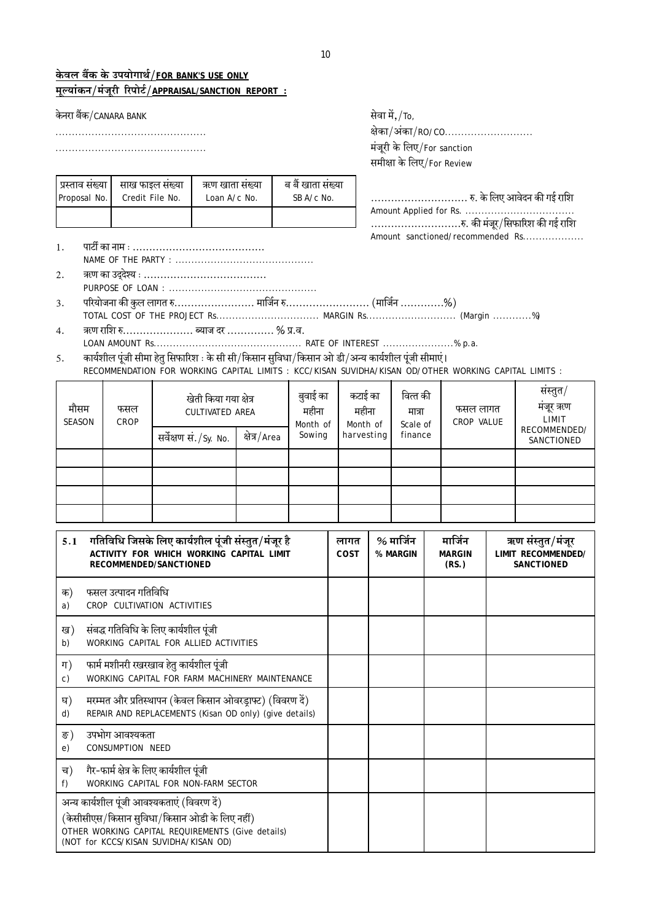**केवल बैंक के उपयोगार्थ/FOR BANK'S USE ONLY**

**मूल्यांकन/मंजूरी रिपोर्ट/APPRAISAL/SANCTION REPORT :**

केनरा बैंक/CANARA BANK

.............................................

.............................................

सेवा में,/To,

क्षेका/अंका/RO/CO...........................

मंजूरी के लिए/For sanction

समीक्षा के लिए/For Review

| प्रस्ताव संख्या Proposal No. | साख फाइल संख्या Credit File No. | ऋण खाता संख्या Loan A/c No. | ब बैं खाता संख्या SB A/c No. |
|---|---|---|---|
| | | | |

............................ रु. के लिए आवेदन की गई राशि

Amount Applied for Rs. ..................................

...........................रु. की मंजूर/सिफारिश की गई राशि

Amount sanctioned/recommended Rs..................

1. पार्टी का नाम : ........................................
   NAME OF THE PARTY : ...........................................
2. ऋण का उद्देश्य : .....................................
   PURPOSE OF LOAN : .............................................
3. परियोजना की कुल लागत रु........................ मार्जिन रु......................... (मार्जिन .............%)
   TOTAL COST OF THE PROJECT Rs................................ MARGIN Rs............................ (Margin ............%)
4. ऋण राशि रु..................... ब्याज दर ............. % प्र.व.
   LOAN AMOUNT Rs............................................. RATE OF INTEREST ......................% p.a.
5. कार्यशील पूंजी सीमा हेतु सिफारिश : के सी सी/किसान सुविधा/किसान ओ डी/अन्य कार्यशील पूंजी सीमाएं।
   RECOMMENDATION FOR WORKING CAPITAL LIMITS : KCC/KISAN SUVIDHA/KISAN OD/OTHER WORKING CAPITAL LIMITS :

| मौसम SEASON | फसल CROP | खेती किया गया क्षेत्र CULTIVATED AREA | | बुवाई का महीना Month of Sowing | कटाई का महीना Month of harvesting | वित्त की मात्रा Scale of finance | फसल लागत CROP VALUE | संस्तुत/मंजूर ऋण LIMIT RECOMMENDED/SANCTIONED |
|---|---|---|---|---|---|---|---|---|
| | | सर्वेक्षण सं./Sy. No. | क्षेत्र/Area | | | | | |
| | | | | | | | | |
| | | | | | | | | |
| | | | | | | | | |
| | | | | | | | | |

| 5.1 गतिविधि जिसके लिए कार्यशील पूंजी संस्तुत/मंजूर है ACTIVITY FOR WHICH WORKING CAPITAL LIMIT RECOMMENDED/SANCTIONED | लागत COST | % मार्जिन % MARGIN | मार्जिन MARGIN (RS.) | ऋण संस्तुत/मंजूर LIMIT RECOMMENDED/ SANCTIONED |
|---|---|---|---|---|
| क) फसल उत्पादन गतिविधि<br>a) CROP CULTIVATION ACTIVITIES | | | | |
| ख) संबद्ध गतिविधि के लिए कार्यशील पूंजी<br>b) WORKING CAPITAL FOR ALLIED ACTIVITIES | | | | |
| ग) फार्म मशीनरी रखरखाव हेतु कार्यशील पूंजी<br>c) WORKING CAPITAL FOR FARM MACHINERY MAINTENANCE | | | | |
| घ) मरम्मत और प्रतिस्थापन (केवल किसान ओवरड्राफ्ट) (विवरण दें)<br>d) REPAIR AND REPLACEMENTS (Kisan OD only) (give details) | | | | |
| ङ) उपभोग आवश्यकता<br>e) CONSUMPTION NEED | | | | |
| च) गैर-फार्म क्षेत्र के लिए कार्यशील पूंजी<br>f) WORKING CAPITAL FOR NON-FARM SECTOR | | | | |
| अन्य कार्यशील पूंजी आवश्यकताएं (विवरण दें)<br>(केसीसीएस/किसान सुविधा/किसान ओडी के लिए नहीं)<br>OTHER WORKING CAPITAL REQUIREMENTS (Give details)<br>(NOT for KCCS/KISAN SUVIDHA/KISAN OD) | | | | |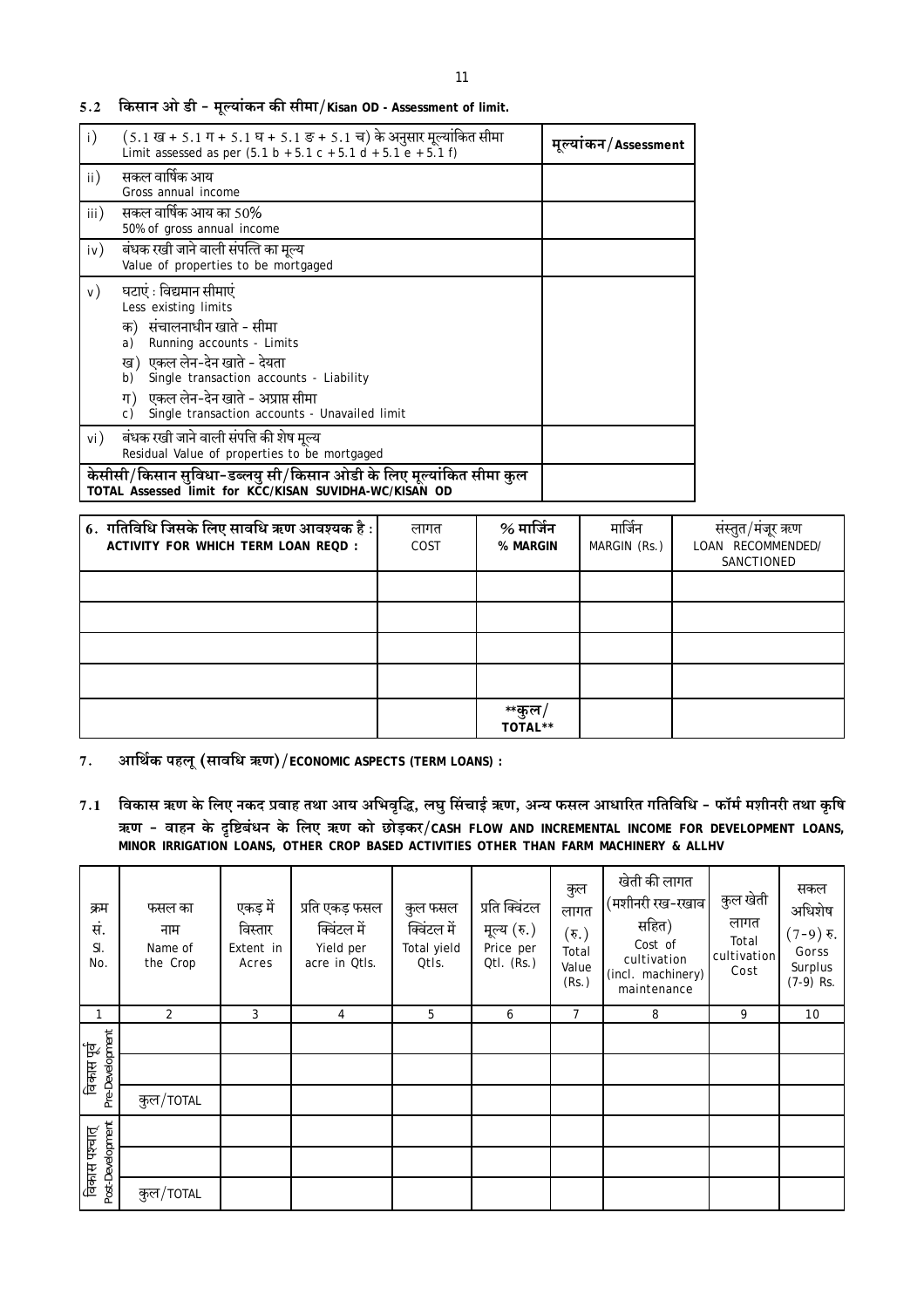## 5.2 किसान ओ डी – मूल्यांकन की सीमा/Kisan OD - Assessment of limit.

| | | मूल्यांकन/Assessment |
|---|---|---|
| i) | (5.1 ख + 5.1 ग + 5.1 घ + 5.1 ङ + 5.1 च) के अनुसार मूल्यांकित सीमा<br>Limit assessed as per (5.1 b + 5.1 c + 5.1 d + 5.1 e + 5.1 f) | |
| ii) | सकल वार्षिक आय<br>Gross annual income | |
| iii) | सकल वार्षिक आय का 50%<br>50% of gross annual income | |
| iv) | बंधक रखी जाने वाली संपत्ति का मूल्य<br>Value of properties to be mortgaged | |
| v) | घटाएं : विद्यमान सीमाएं<br>Less existing limits<br>क) संचालनाधीन खाते – सीमा<br>a) Running accounts - Limits<br>ख) एकल लेन-देन खाते – देयता<br>b) Single transaction accounts - Liability<br>ग) एकल लेन-देन खाते – अप्राप्त सीमा<br>c) Single transaction accounts - Unavailed limit | |
| vi) | बंधक रखी जाने वाली संपत्ति की शेष मूल्य<br>Residual Value of properties to be mortgaged | |
| | **केसीसी/किसान सुविधा-डब्लयु सी/किसान ओडी के लिए मूल्यांकित सीमा कुल<br>TOTAL Assessed limit for KCC/KISAN SUVIDHA-WC/KISAN OD** | |

| **6. गतिविधि जिसके लिए सावधि ऋण आवश्यक है :<br>ACTIVITY FOR WHICH TERM LOAN REQD :** | लागत<br>COST | **% मार्जिन<br>% MARGIN** | मार्जिन<br>MARGIN (Rs.) | संस्तुत/मंजूर ऋण<br>LOAN RECOMMENDED/ SANCTIONED |
|---|---|---|---|---|
| | | | | |
| | | | | |
| | | | | |
| | | | | |
| | | **\*\*कुल/ TOTAL\*\*** | | |

## 7. आर्थिक पहलू (सावधि ऋण)/ECONOMIC ASPECTS (TERM LOANS) :

### 7.1 विकास ऋण के लिए नकद प्रवाह तथा आय अभिवृद्धि, लघु सिंचाई ऋण, अन्य फसल आधारित गतिविधि – फॉर्म मशीनरी तथा कृषि ऋण – वाहन के दृष्टिबंधन के लिए ऋण को छोड़कर/CASH FLOW AND INCREMENTAL INCOME FOR DEVELOPMENT LOANS, MINOR IRRIGATION LOANS, OTHER CROP BASED ACTIVITIES OTHER THAN FARM MACHINERY & ALLHV

| क्रम सं.<br>Sl. No. | फसल का नाम<br>Name of the Crop | एकड़ में विस्तार<br>Extent in Acres | प्रति एकड़ फसल क्विंटल में<br>Yield per acre in Qtls. | कुल फसल क्विंटल में<br>Total yield Qtls. | प्रति क्विंटल मूल्य (रु.)<br>Price per Qtl. (Rs.) | कुल लागत (रु.)<br>Total Value (Rs.) | खेती की लागत (मशीनरी रख-रखाव सहित)<br>Cost of cultivation (incl. machinery) maintenance | कुल खेती लागत<br>Total cultivation Cost | सकल अधिशेष (7-9) रु.<br>Gorss Surplus (7-9) Rs. |
|---|---|---|---|---|---|---|---|---|---|
| 1 | 2 | 3 | 4 | 5 | 6 | 7 | 8 | 9 | 10 |
| विकास पूर्व<br>Pre-Development | | | | | | | | | |
| | | | | | | | | | |
| | कुल/TOTAL | | | | | | | | |
| विकास पश्चात्<br>Post-Development | | | | | | | | | |
| | | | | | | | | | |
| | कुल/TOTAL | | | | | | | | |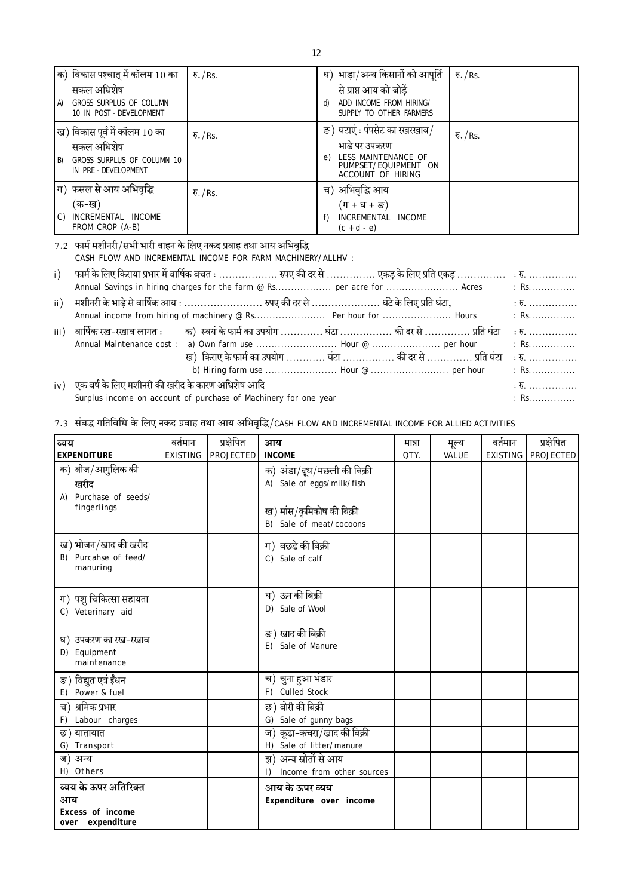| क) विकास पश्चात् में कॉलम 10 का सकल अधिशेष<br>A) GROSS SURPLUS OF COLUMN 10 IN POST - DEVELOPMENT | रु./Rs. | घ) भाड़ा/अन्य किसानों को आपूर्ति से प्राप्त आय को जोड़ें<br>d) ADD INCOME FROM HIRING/ SUPPLY TO OTHER FARMERS | रु./Rs. |
|---|---|---|---|
| ख) विकास पूर्व में कॉलम 10 का सकल अधिशेष<br>B) GROSS SURPLUS OF COLUMN 10 IN PRE - DEVELOPMENT | रु./Rs. | ङ) घटाएं : पंपसेट का रखरखाव/ भाडे पर उपकरण<br>e) LESS MAINTENANCE OF PUMPSET/EQUIPMENT ON ACCOUNT OF HIRING | रु./Rs. |
| ग) फसल से आय अभिवृद्धि (क-ख)<br>C) INCREMENTAL INCOME FROM CROP (A-B) | रु./Rs. | च) अभिवृद्धि आय (ग + घ + ङ)<br>f) INCREMENTAL INCOME (c + d - e) | |

7.2 फार्म मशीनरी/सभी भारी वाहन के लिए नकद प्रवाह तथा आय अभिवृद्धि
CASH FLOW AND INCREMENTAL INCOME FOR FARM MACHINERY/ALLHV :

i) फार्म के लिए किराया प्रभार में वार्षिक बचत : .................. रुपए की दर से ............... एकड़ के लिए प्रति एकड़ ............... : रु. ...............
Annual Savings in hiring charges for the farm @ Rs................. per acre for ....................... Acres : Rs...............

ii) मशीनरी के भाड़े से वार्षिक आय : ........................ रुपए की दर से ..................... घंटे के लिए प्रति घंटा, : रु. ...............
Annual income from hiring of machinery @ Rs....................... Per hour for ...................... Hours : Rs...............

iii) वार्षिक रख-रखाव लागत : क) स्वयं के फार्म का उपयोग ............. घंटा ................ की दर से .............. प्रति घंटा : रु. ...............
Annual Maintenance cost : a) Own farm use .......................... Hour @ ...................... per hour : Rs...............
ख) किराए के फार्म का उपयोग ............ घंटा ................ की दर से .............. प्रति घंटा : रु. ...............
b) Hiring farm use ....................... Hour @ ......................... per hour : Rs...............

iv) एक वर्ष के लिए मशीनरी की खरीद के कारण अधिशेष आदि : रु. ...............
Surplus income on account of purchase of Machinery for one year : Rs...............

7.3 संबद्ध गतिविधि के लिए नकद प्रवाह तथा आय अभिवृद्धि/CASH FLOW AND INCREMENTAL INCOME FOR ALLIED ACTIVITIES

| व्यय<br>EXPENDITURE | वर्तमान<br>EXISTING | प्रक्षेपित<br>PROJECTED | आय<br>INCOME | मात्रा<br>QTY. | मूल्य<br>VALUE | वर्तमान<br>EXISTING | प्रक्षेपित<br>PROJECTED |
|---|---|---|---|---|---|---|---|
| क) बीज/आगुलिक की खरीद<br>A) Purchase of seeds/ fingerlings | | | क) अंडा/दूध/मछली की बिक्री<br>A) Sale of eggs/milk/fish<br>ख) मांस/कृमिकोष की बिक्री<br>B) Sale of meat/cocoons | | | | |
| ख) भोजन/खाद की खरीद<br>B) Purcahse of feed/ manuring | | | ग) बछडे की बिक्री<br>C) Sale of calf | | | | |
| ग) पशु चिकित्सा सहायता<br>C) Veterinary aid | | | घ) ऊन की बिक्री<br>D) Sale of Wool | | | | |
| घ) उपकरण का रख-रखाव<br>D) Equipment maintenance | | | ङ) खाद की बिक्री<br>E) Sale of Manure | | | | |
| ङ) विद्युत एवं ईंधन<br>E) Power & fuel | | | च) चुना हुआ भंडार<br>F) Culled Stock | | | | |
| च) श्रमिक प्रभार<br>F) Labour charges | | | छ) बोरी की बिक्री<br>G) Sale of gunny bags | | | | |
| छ) यातायात<br>G) Transport | | | ज) कूडा-कचरा/खाद की बिक्री<br>H) Sale of litter/manure | | | | |
| ज) अन्य<br>H) Others | | | झ) अन्य स्रोतों से आय<br>I) Income from other sources | | | | |
| **व्यय के ऊपर अतिरिक्त आय**<br>**Excess of income over expenditure** | | | **आय के ऊपर व्यय**<br>**Expenditure over income** | | | | |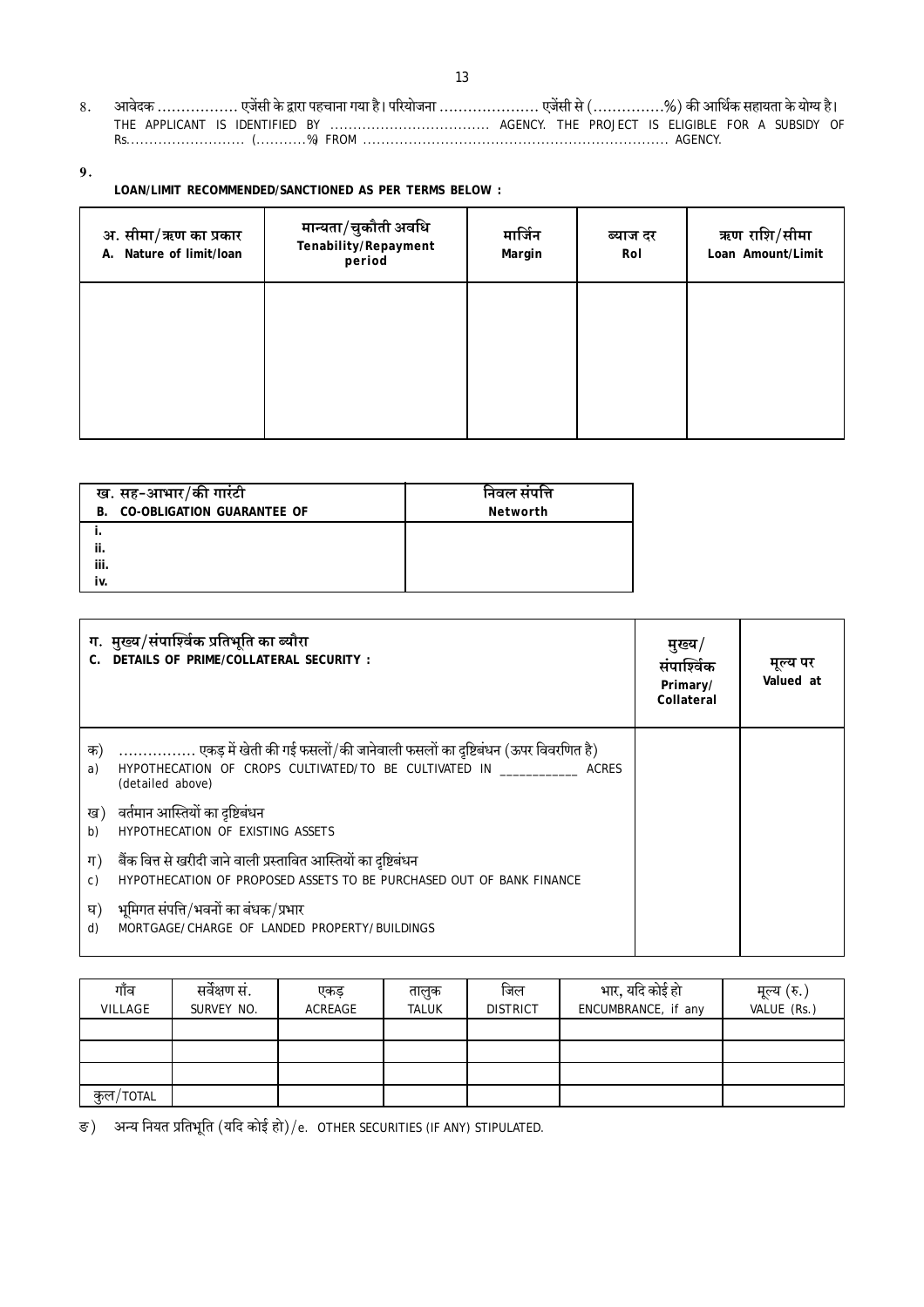8. आवेदक ................. एजेंसी के द्वारा पहचाना गया है। परियोजना ..................... एजेंसी से (...............%) की आर्थिक सहायता के योग्य है।
THE APPLICANT IS IDENTIFIED BY .................................. AGENCY. THE PROJECT IS ELIGIBLE FOR A SUBSIDY OF Rs......................... (...........%) FROM .................................................................. AGENCY.

9.

**LOAN/LIMIT RECOMMENDED/SANCTIONED AS PER TERMS BELOW :**

| अ. सीमा/ऋण का प्रकार<br>A. Nature of limit/loan | मान्यता/चुकौती अवधि<br>Tenability/Repayment period | मार्जिन<br>Margin | ब्याज दर<br>RoI | ऋण राशि/सीमा<br>Loan Amount/Limit |
|---|---|---|---|---|
| | | | | |

| ख. सह-आभार/की गारंटी<br>B. CO-OBLIGATION GUARANTEE OF | निवल संपत्ति<br>Networth |
|---|---|
| i. | |
| ii. | |
| iii. | |
| iv. | |

| ग. मुख्य/संपार्श्विक प्रतिभूति का ब्यौरा<br>C. DETAILS OF PRIME/COLLATERAL SECURITY : | मुख्य/ संपार्श्विक<br>Primary/ Collateral | मूल्य पर<br>Valued at |
|---|---|---|
| क) ................ एकड़ में खेती की गई फसलों/की जानेवाली फसलों का दृष्टिबंधन (ऊपर विवरणित है)<br>a) HYPOTHECATION OF CROPS CULTIVATED/TO BE CULTIVATED IN ____________ ACRES (detailed above) | | |
| ख) वर्तमान आस्तियों का दृष्टिबंधन<br>b) HYPOTHECATION OF EXISTING ASSETS | | |
| ग) बैंक वित्त से खरीदी जाने वाली प्रस्तावित आस्तियों का दृष्टिबंधन<br>c) HYPOTHECATION OF PROPOSED ASSETS TO BE PURCHASED OUT OF BANK FINANCE | | |
| घ) भूमिगत संपत्ति/भवनों का बंधक/प्रभार<br>d) MORTGAGE/CHARGE OF LANDED PROPERTY/BUILDINGS | | |

| गाँव<br>VILLAGE | सर्वेक्षण सं.<br>SURVEY NO. | एकड़<br>ACREAGE | तालुक<br>TALUK | जिल<br>DISTRICT | भार, यदि कोई हो<br>ENCUMBRANCE, if any | मूल्य (रु.)<br>VALUE (Rs.) |
|---|---|---|---|---|---|---|
| | | | | | | |
| | | | | | | |
| | | | | | | |
| कुल/TOTAL | | | | | | |

ङ) अन्य नियत प्रतिभूति (यदि कोई हो)/e. OTHER SECURITIES (IF ANY) STIPULATED.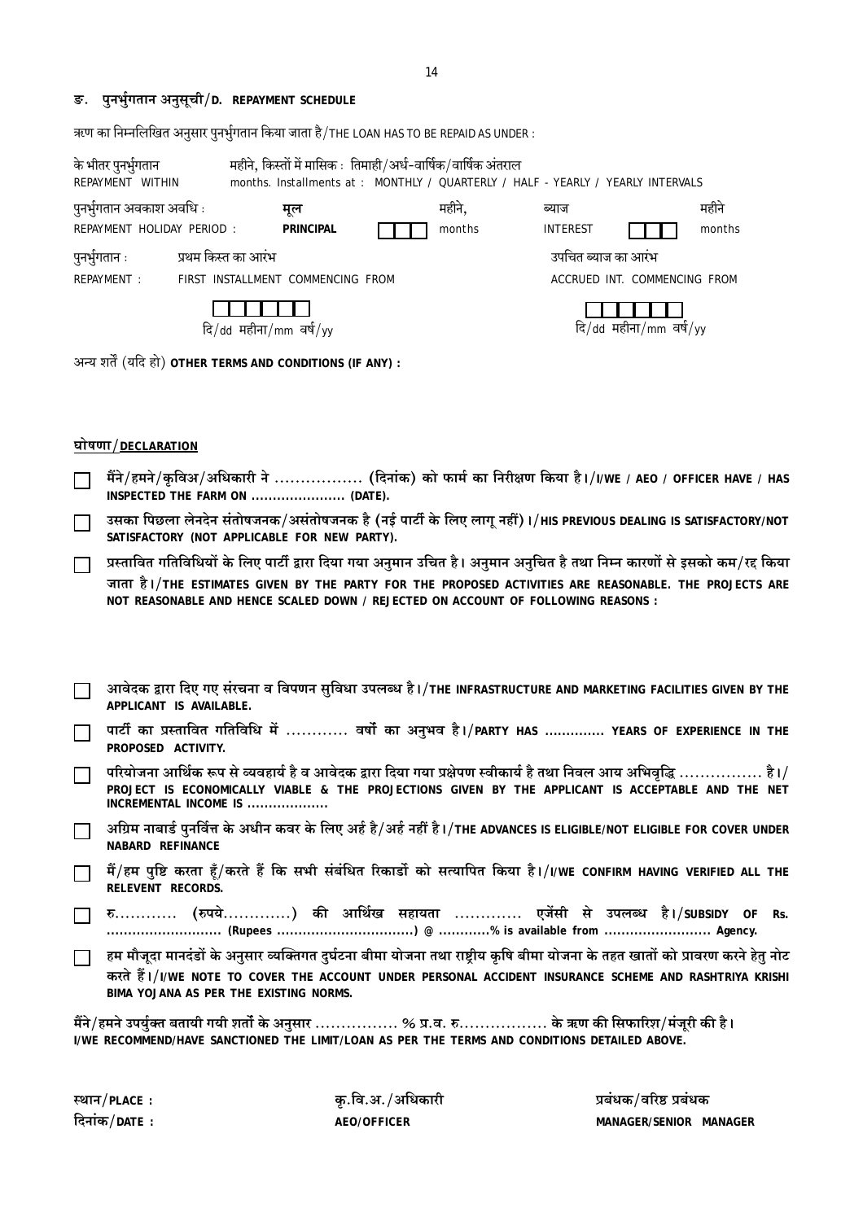## ङ. पुनर्भुगतान अनुसूची/D. REPAYMENT SCHEDULE

ऋण का निम्नलिखित अनुसार पुनर्भुगतान किया जाता है/THE LOAN HAS TO BE REPAID AS UNDER :

के भीतर पुनर्भुगतान महीने, किस्तों में मासिक : तिमाही/अर्ध-वार्षिक/वार्षिक अंतराल
REPAYMENT WITHIN months. Installments at : MONTHLY / QUARTERLY / HALF - YEARLY / YEARLY INTERVALS

पुनर्भुगतान अवकाश अवधि : **मूल** ☐☐☐ महीने, ब्याज ☐☐☐ महीने
REPAYMENT HOLIDAY PERIOD : **PRINCIPAL** months INTEREST months

पुनर्भुगतान : प्रथम किस्त का आरंभ उपचित ब्याज का आरंभ
REPAYMENT : FIRST INSTALLMENT COMMENCING FROM ACCRUED INT. COMMENCING FROM

☐☐☐☐☐☐ ☐☐☐☐☐☐
दि/dd महीना/mm वर्ष/yy दि/dd महीना/mm वर्ष/yy

अन्य शर्तें (यदि हो) **OTHER TERMS AND CONDITIONS (IF ANY) :**

### घोषणा/DECLARATION

- ☐ **मैंने/हमने/कृविअ/अधिकारी ने ................. (दिनांक) को फार्म का निरीक्षण किया है।/I/WE / AEO / OFFICER HAVE / HAS INSPECTED THE FARM ON ...................... (DATE).**
- ☐ **उसका पिछला लेनदेन संतोषजनक/असंतोषजनक है (नई पार्टी के लिए लागू नहीं)।/HIS PREVIOUS DEALING IS SATISFACTORY/NOT SATISFACTORY (NOT APPLICABLE FOR NEW PARTY).**
- ☐ **प्रस्तावित गतिविधियों के लिए पार्टी द्वारा दिया गया अनुमान उचित है। अनुमान अनुचित है तथा निम्न कारणों से इसको कम/रद्द किया जाता है।/THE ESTIMATES GIVEN BY THE PARTY FOR THE PROPOSED ACTIVITIES ARE REASONABLE. THE PROJECTS ARE NOT REASONABLE AND HENCE SCALED DOWN / REJECTED ON ACCOUNT OF FOLLOWING REASONS :**
- ☐ **आवेदक द्वारा दिए गए संरचना व विपणन सुविधा उपलब्ध है।/THE INFRASTRUCTURE AND MARKETING FACILITIES GIVEN BY THE APPLICANT IS AVAILABLE.**
- ☐ **पार्टी का प्रस्तावित गतिविधि में ............ वर्षों का अनुभव है।/PARTY HAS .............. YEARS OF EXPERIENCE IN THE PROPOSED ACTIVITY.**
- ☐ **परियोजना आर्थिक रूप से व्यवहार्य है व आवेदक द्वारा दिया गया प्रक्षेपण स्वीकार्य है तथा निवल आय अभिवृद्धि ................ है।/ PROJECT IS ECONOMICALLY VIABLE & THE PROJECTIONS GIVEN BY THE APPLICANT IS ACCEPTABLE AND THE NET INCREMENTAL INCOME IS ...................**
- ☐ **अग्रिम नाबार्ड पुनर्वित्त के अधीन कवर के लिए अर्ह है/अर्ह नहीं है।/THE ADVANCES IS ELIGIBLE/NOT ELIGIBLE FOR COVER UNDER NABARD REFINANCE**
- ☐ **मैं/हम पुष्टि करता हूँ/करते हैं कि सभी संबंधित रिकार्डों को सत्यापित किया है।/I/WE CONFIRM HAVING VERIFIED ALL THE RELEVENT RECORDS.**
- ☐ **रु............ (रुपये.............) की आर्थिक सहायता ............. एजेंसी से उपलब्ध है।/SUBSIDY OF Rs. ........................... (Rupees ................................) @ ............% is available from ......................... Agency.**
- ☐ **हम मौजूदा मानदंडों के अनुसार व्यक्तिगत दुर्घटना बीमा योजना तथा राष्ट्रीय कृषि बीमा योजना के तहत खातों को प्रावरण करने हेतु नोट करते हैं।/I/WE NOTE TO COVER THE ACCOUNT UNDER PERSONAL ACCIDENT INSURANCE SCHEME AND RASHTRIYA KRISHI BIMA YOJANA AS PER THE EXISTING NORMS.**

**मैंने/हमने उपर्युक्त बतायी गयी शर्तों के अनुसार ................ % प्र.व. रु.................. के ऋण की सिफारिश/मंजूरी की है।**
**I/WE RECOMMEND/HAVE SANCTIONED THE LIMIT/LOAN AS PER THE TERMS AND CONDITIONS DETAILED ABOVE.**

| | | |
|---|---|---|
| **स्थान/PLACE :** | **कृ.वि.अ./अधिकारी** | **प्रबंधक/वरिष्ठ प्रबंधक** |
| **दिनांक/DATE :** | **AEO/OFFICER** | **MANAGER/SENIOR MANAGER** |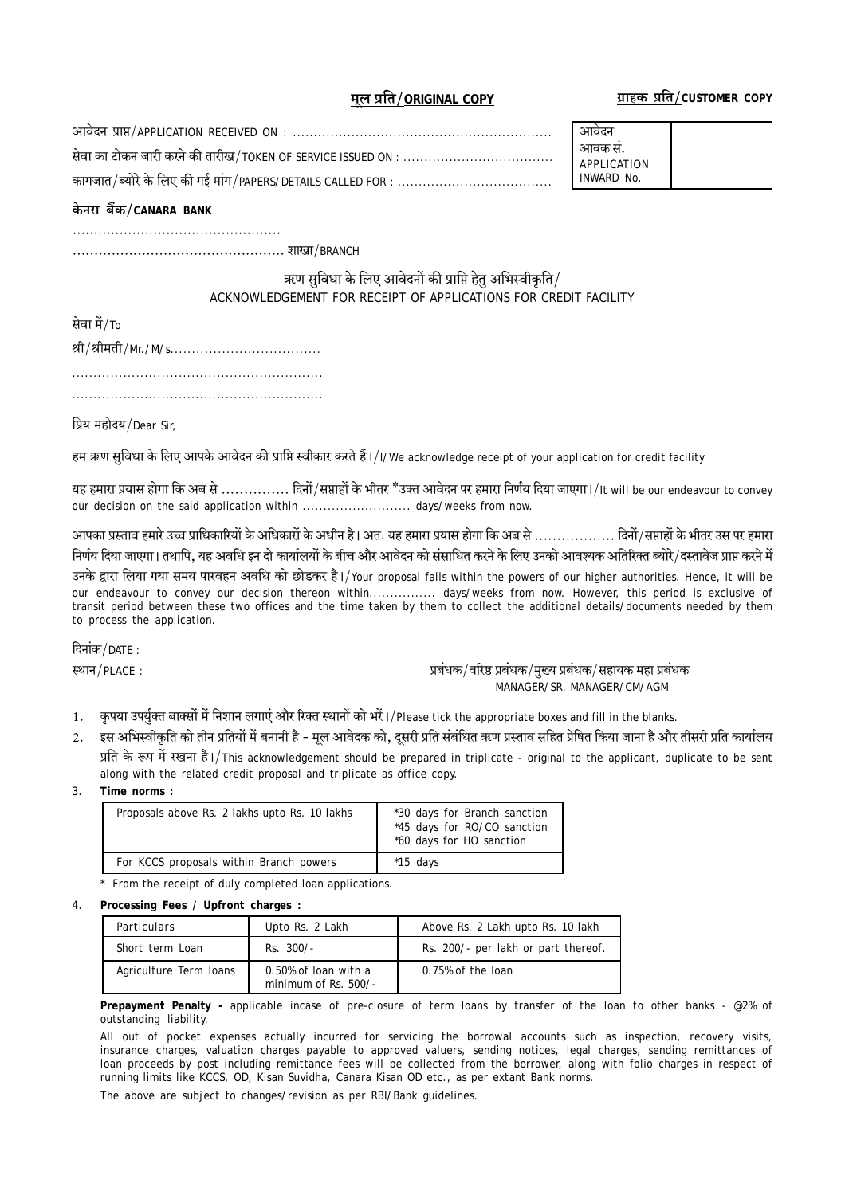**मूल प्रति/ORIGINAL COPY** **ग्राहक प्रति/CUSTOMER COPY**

आवेदन प्राप्त/APPLICATION RECEIVED ON : ............................................................

सेवा का टोकन जारी करने की तारीख/TOKEN OF SERVICE ISSUED ON : ....................................

कागजात/ब्योरे के लिए की गई मांग/PAPERS/DETAILS CALLED FOR : ....................................

| आवेदन आवक सं. APPLICATION INWARD No. | |
|---|---|

**केनरा बैंक/CANARA BANK**

................................................

................................................ शाखा/BRANCH

ऋण सुविधा के लिए आवेदनों की प्राप्ति हेतु अभिस्वीकृति/
ACKNOWLEDGEMENT FOR RECEIPT OF APPLICATIONS FOR CREDIT FACILITY

सेवा में/To

श्री/श्रीमती/Mr./M/s..................................

..........................................................

..........................................................

प्रिय महोदय/Dear Sir,

हम ऋण सुविधा के लिए आपके आवेदन की प्राप्ति स्वीकार करते हैं।/I/We acknowledge receipt of your application for credit facility

यह हमारा प्रयास होगा कि अब से ............... दिनों/सप्ताहों के भीतर *उक्त आवेदन पर हमारा निर्णय दिया जाएगा।/It will be our endeavour to convey our decision on the said application within .......................... days/weeks from now.

आपका प्रस्ताव हमारे उच्च प्राधिकारियों के अधिकारों के अधीन है। अतः यह हमारा प्रयास होगा कि अब से .................. दिनों/सप्ताहों के भीतर उस पर हमारा निर्णय दिया जाएगा। तथापि, यह अवधि इन दो कार्यालयों के बीच और आवेदन को संसाधित करने के लिए उनको आवश्यक अतिरिक्त ब्योरे/दस्तावेज प्राप्त करने में उनके द्वारा लिया गया समय पारवहन अवधि को छोडकर है।/Your proposal falls within the powers of our higher authorities. Hence, it will be our endeavour to convey our decision thereon within............... days/weeks from now. However, this period is exclusive of transit period between these two offices and the time taken by them to collect the additional details/documents needed by them to process the application.

दिनांक/DATE :

स्थान/PLACE :

प्रबंधक/वरिष्ठ प्रबंधक/मुख्य प्रबंधक/सहायक महा प्रबंधक
MANAGER/SR. MANAGER/CM/AGM

1. कृपया उपर्युक्त बाक्सों में निशान लगाएं और रिक्त स्थानों को भरें।/Please tick the appropriate boxes and fill in the blanks.
2. इस अभिस्वीकृति को तीन प्रतियों में बनानी है – मूल आवेदक को, दूसरी प्रति संबंधित ऋण प्रस्ताव सहित प्रेषित किया जाना है और तीसरी प्रति कार्यालय प्रति के रूप में रखना है।/This acknowledgement should be prepared in triplicate - original to the applicant, duplicate to be sent along with the related credit proposal and triplicate as office copy.
3. **Time norms :**

| Proposals above Rs. 2 lakhs upto Rs. 10 lakhs | *30 days for Branch sanction<br>*45 days for RO/CO sanction<br>*60 days for HO sanction |
|---|---|
| For KCCS proposals within Branch powers | *15 days |

\* From the receipt of duly completed loan applications.

4. **Processing Fees / Upfront charges :**

| Particulars | Upto Rs. 2 Lakh | Above Rs. 2 Lakh upto Rs. 10 lakh |
|---|---|---|
| Short term Loan | Rs. 300/- | Rs. 200/- per lakh or part thereof. |
| Agriculture Term loans | 0.50% of loan with a minimum of Rs. 500/- | 0.75% of the loan |

**Prepayment Penalty -** applicable incase of pre-closure of term loans by transfer of the loan to other banks - @2% of outstanding liability.

All out of pocket expenses actually incurred for servicing the borrowal accounts such as inspection, recovery visits, insurance charges, valuation charges payable to approved valuers, sending notices, legal charges, sending remittances of loan proceeds by post including remittance fees will be collected from the borrower, along with folio charges in respect of running limits like KCCS, OD, Kisan Suvidha, Canara Kisan OD etc., as per extant Bank norms.

The above are subject to changes/revision as per RBI/Bank guidelines.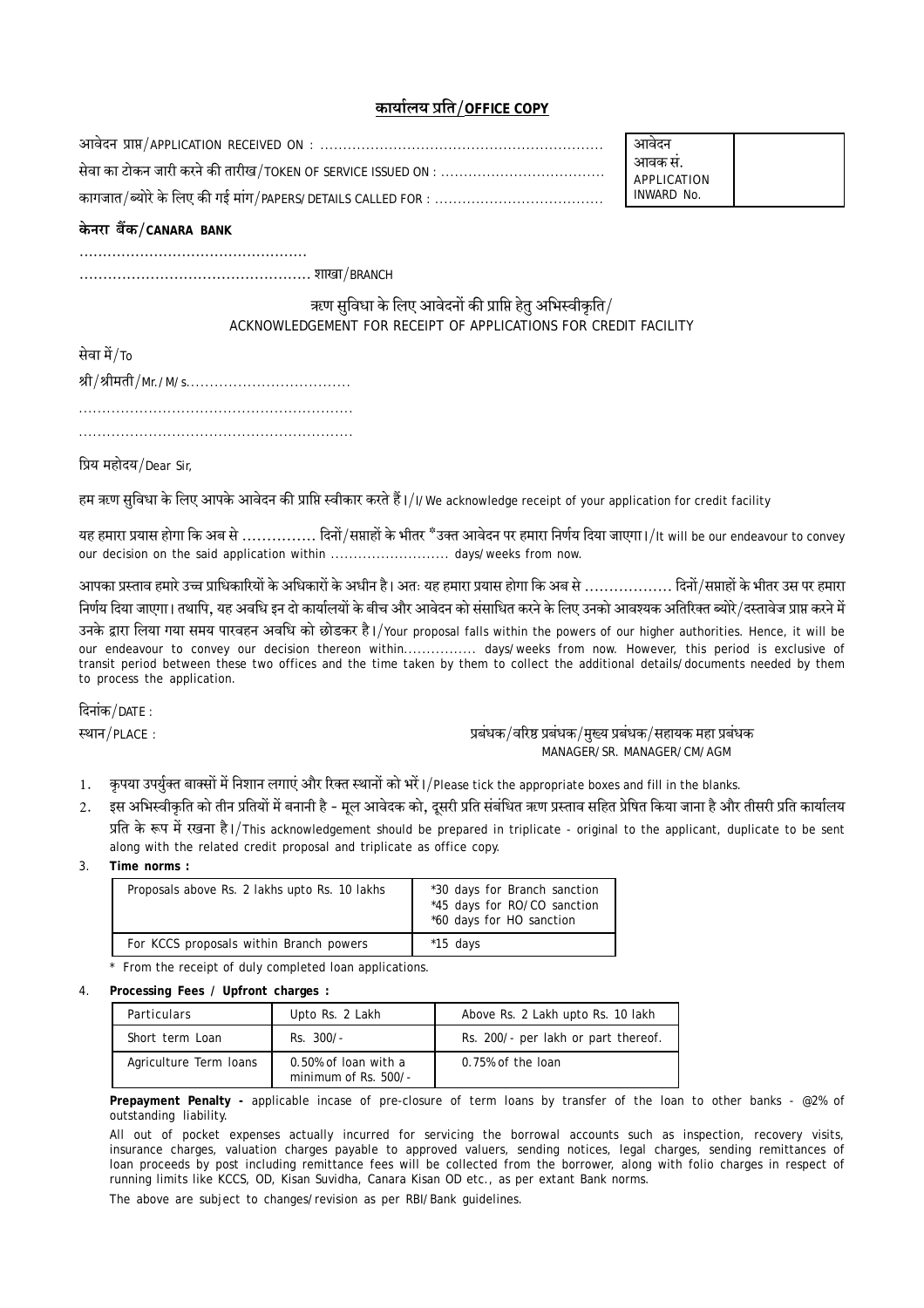## कार्यालय प्रति/OFFICE COPY

आवेदन प्राप्त/APPLICATION RECEIVED ON : ............................................................

सेवा का टोकन जारी करने की तारीख/TOKEN OF SERVICE ISSUED ON : ...................................

कागजात/ब्योरे के लिए की गई मांग/PAPERS/DETAILS CALLED FOR : ....................................

| आवेदन आवक सं. APPLICATION INWARD No. | |
|---|---|

**केनरा बैंक/CANARA BANK**

................................................

................................................ शाखा/BRANCH

ऋण सुविधा के लिए आवेदनों की प्राप्ति हेतु अभिस्वीकृति/
ACKNOWLEDGEMENT FOR RECEIPT OF APPLICATIONS FOR CREDIT FACILITY

सेवा में/To

श्री/श्रीमती/Mr./M/s..................................

..........................................................

..........................................................

प्रिय महोदय/Dear Sir,

हम ऋण सुविधा के लिए आपके आवेदन की प्राप्ति स्वीकार करते हैं।/I/We acknowledge receipt of your application for credit facility

यह हमारा प्रयास होगा कि अब से ............... दिनों/सप्ताहों के भीतर *उक्त आवेदन पर हमारा निर्णय दिया जाएगा।/It will be our endeavour to convey our decision on the said application within .......................... days/weeks from now.

आपका प्रस्ताव हमारे उच्च प्राधिकारियों के अधिकारों के अधीन है। अतः यह हमारा प्रयास होगा कि अब से .................. दिनों/सप्ताहों के भीतर उस पर हमारा निर्णय दिया जाएगा। तथापि, यह अवधि इन दो कार्यालयों के बीच और आवेदन को संसाधित करने के लिए उनको आवश्यक अतिरिक्त ब्योरे/दस्तावेज प्राप्त करने में उनके द्वारा लिया गया समय पारवहन अवधि को छोडकर है।/Your proposal falls within the powers of our higher authorities. Hence, it will be our endeavour to convey our decision thereon within............... days/weeks from now. However, this period is exclusive of transit period between these two offices and the time taken by them to collect the additional details/documents needed by them to process the application.

दिनांक/DATE :

स्थान/PLACE :

प्रबंधक/वरिष्ठ प्रबंधक/मुख्य प्रबंधक/सहायक महा प्रबंधक
MANAGER/SR. MANAGER/CM/AGM

1. कृपया उपर्युक्त बाक्सों में निशान लगाएं और रिक्त स्थानों को भरें।/Please tick the appropriate boxes and fill in the blanks.
2. इस अभिस्वीकृति को तीन प्रतियों में बनानी है – मूल आवेदक को, दूसरी प्रति संबंधित ऋण प्रस्ताव सहित प्रेषित किया जाना है और तीसरी प्रति कार्यालय प्रति के रूप में रखना है।/This acknowledgement should be prepared in triplicate - original to the applicant, duplicate to be sent along with the related credit proposal and triplicate as office copy.
3. **Time norms :**

| | |
|---|---|
| Proposals above Rs. 2 lakhs upto Rs. 10 lakhs | *30 days for Branch sanction<br>*45 days for RO/CO sanction<br>*60 days for HO sanction |
| For KCCS proposals within Branch powers | *15 days |

\* From the receipt of duly completed loan applications.

4. **Processing Fees / Upfront charges :**

| Particulars | Upto Rs. 2 Lakh | Above Rs. 2 Lakh upto Rs. 10 lakh |
|---|---|---|
| Short term Loan | Rs. 300/- | Rs. 200/- per lakh or part thereof. |
| Agriculture Term loans | 0.50% of loan with a minimum of Rs. 500/- | 0.75% of the loan |

**Prepayment Penalty -** applicable incase of pre-closure of term loans by transfer of the loan to other banks - @2% of outstanding liability.

All out of pocket expenses actually incurred for servicing the borrowal accounts such as inspection, recovery visits, insurance charges, valuation charges payable to approved valuers, sending notices, legal charges, sending remittances of loan proceeds by post including remittance fees will be collected from the borrower, along with folio charges in respect of running limits like KCCS, OD, Kisan Suvidha, Canara Kisan OD etc., as per extant Bank norms.

The above are subject to changes/revision as per RBI/Bank guidelines.